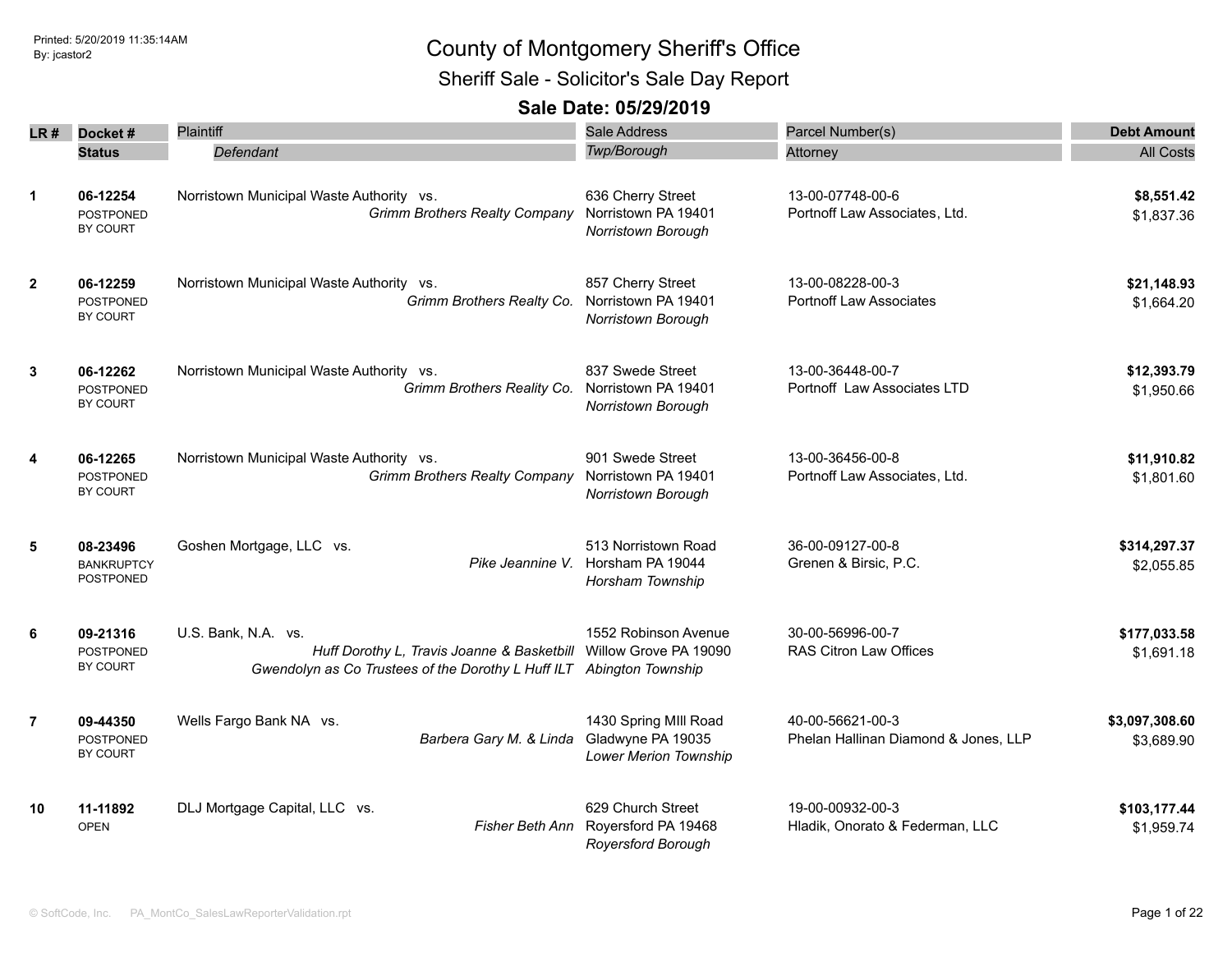# County of Montgomery Sheriff's Office

## Sheriff Sale - Solicitor's Sale Day Report

### Sale Date: 05/29/2019

Printed: 5/20/2019 11:35:14AM
By: jcastor2

| LR # | Docket # / Status | Plaintiff / *Defendant* | Sale Address / *Twp/Borough* | Parcel Number(s) / Attorney | Debt Amount / All Costs |
|---|---|---|---|---|---|
| 1 | **06-12254** POSTPONED BY COURT | Norristown Municipal Waste Authority vs. *Grimm Brothers Realty Company* | 636 Cherry Street Norristown PA 19401 *Norristown Borough* | 13-00-07748-00-6 Portnoff Law Associates, Ltd. | **$8,551.42** $1,837.36 |
| 2 | **06-12259** POSTPONED BY COURT | Norristown Municipal Waste Authority vs. *Grimm Brothers Realty Co.* | 857 Cherry Street Norristown PA 19401 *Norristown Borough* | 13-00-08228-00-3 Portnoff Law Associates | **$21,148.93** $1,664.20 |
| 3 | **06-12262** POSTPONED BY COURT | Norristown Municipal Waste Authority vs. *Grimm Brothers Reality Co.* | 837 Swede Street Norristown PA 19401 *Norristown Borough* | 13-00-36448-00-7 Portnoff Law Associates LTD | **$12,393.79** $1,950.66 |
| 4 | **06-12265** POSTPONED BY COURT | Norristown Municipal Waste Authority vs. *Grimm Brothers Realty Company* | 901 Swede Street Norristown PA 19401 *Norristown Borough* | 13-00-36456-00-8 Portnoff Law Associates, Ltd. | **$11,910.82** $1,801.60 |
| 5 | **08-23496** BANKRUPTCY POSTPONED | Goshen Mortgage, LLC vs. *Pike Jeannine V.* | 513 Norristown Road Horsham PA 19044 *Horsham Township* | 36-00-09127-00-8 Grenen & Birsic, P.C. | **$314,297.37** $2,055.85 |
| 6 | **09-21316** POSTPONED BY COURT | U.S. Bank, N.A. vs. *Huff Dorothy L, Travis Joanne & Basketbill Gwendolyn as Co Trustees of the Dorothy L Huff ILT* | 1552 Robinson Avenue Willow Grove PA 19090 *Abington Township* | 30-00-56996-00-7 RAS Citron Law Offices | **$177,033.58** $1,691.18 |
| 7 | **09-44350** POSTPONED BY COURT | Wells Fargo Bank NA vs. *Barbera Gary M. & Linda* | 1430 Spring MIll Road Gladwyne PA 19035 *Lower Merion Township* | 40-00-56621-00-3 Phelan Hallinan Diamond & Jones, LLP | **$3,097,308.60** $3,689.90 |
| 10 | **11-11892** OPEN | DLJ Mortgage Capital, LLC vs. *Fisher Beth Ann* | 629 Church Street Royersford PA 19468 *Royersford Borough* | 19-00-00932-00-3 Hladik, Onorato & Federman, LLC | **$103,177.44** $1,959.74 |

© SoftCode, Inc. PA_MontCo_SalesLawReporterValidation.rpt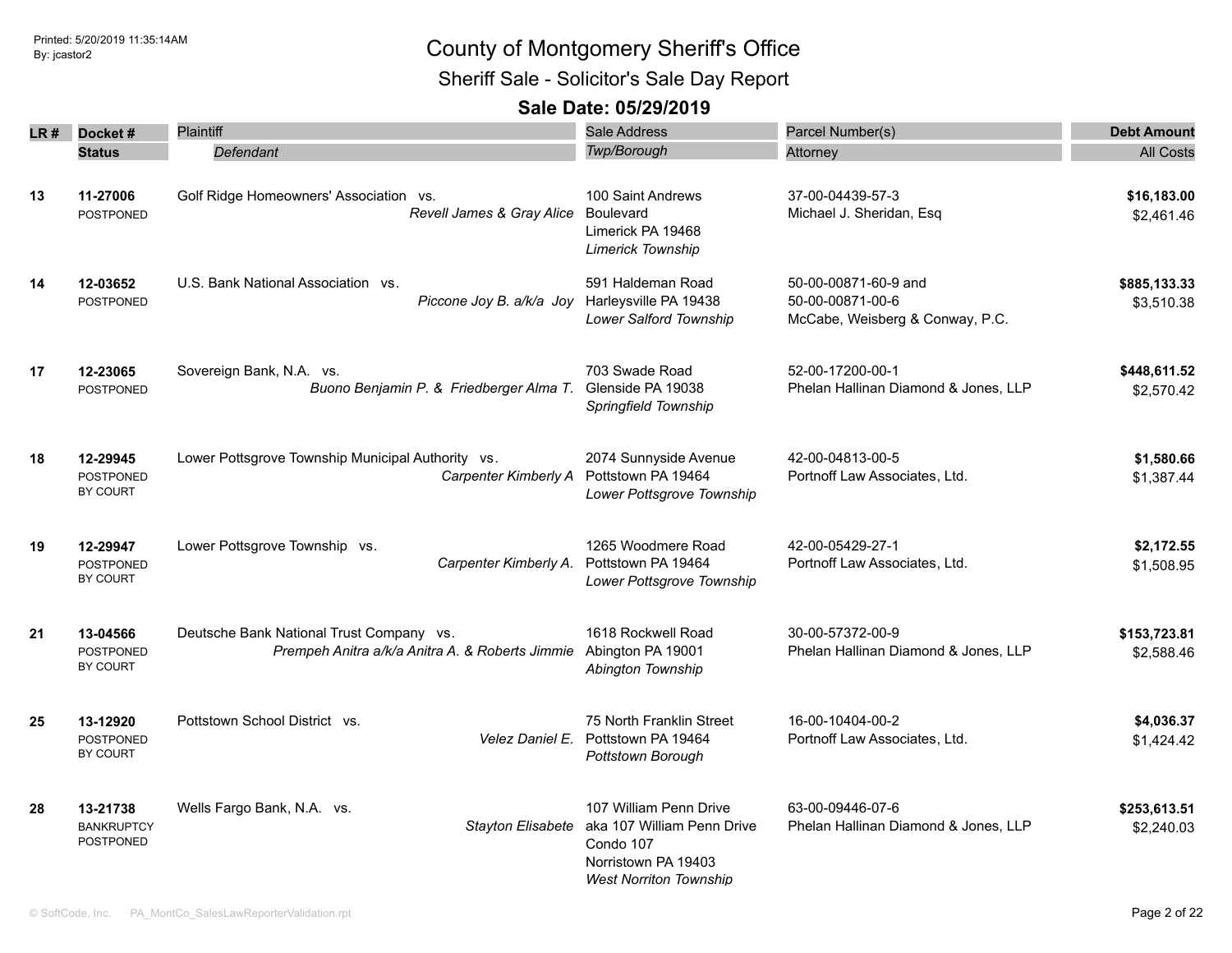# County of Montgomery Sheriff's Office

## Sheriff Sale - Solicitor's Sale Day Report

### Sale Date: 05/29/2019

| LR # | Docket # / Status | Plaintiff / *Defendant* | Sale Address / *Twp/Borough* | Parcel Number(s) / Attorney | Debt Amount / All Costs |
|---|---|---|---|---|---|
| 13 | **11-27006** POSTPONED | Golf Ridge Homeowners' Association vs. *Revell James & Gray Alice* | 100 Saint Andrews Boulevard Limerick PA 19468 *Limerick Township* | 37-00-04439-57-3 Michael J. Sheridan, Esq | **$16,183.00** $2,461.46 |
| 14 | **12-03652** POSTPONED | U.S. Bank National Association vs. *Piccone Joy B. a/k/a Joy* | 591 Haldeman Road Harleysville PA 19438 *Lower Salford Township* | 50-00-00871-60-9 and 50-00-00871-00-6 McCabe, Weisberg & Conway, P.C. | **$885,133.33** $3,510.38 |
| 17 | **12-23065** POSTPONED | Sovereign Bank, N.A. vs. *Buono Benjamin P. & Friedberger Alma T.* | 703 Swade Road Glenside PA 19038 *Springfield Township* | 52-00-17200-00-1 Phelan Hallinan Diamond & Jones, LLP | **$448,611.52** $2,570.42 |
| 18 | **12-29945** POSTPONED BY COURT | Lower Pottsgrove Township Municipal Authority vs. *Carpenter Kimberly A* | 2074 Sunnyside Avenue Pottstown PA 19464 *Lower Pottsgrove Township* | 42-00-04813-00-5 Portnoff Law Associates, Ltd. | **$1,580.66** $1,387.44 |
| 19 | **12-29947** POSTPONED BY COURT | Lower Pottsgrove Township vs. *Carpenter Kimberly A.* | 1265 Woodmere Road Pottstown PA 19464 *Lower Pottsgrove Township* | 42-00-05429-27-1 Portnoff Law Associates, Ltd. | **$2,172.55** $1,508.95 |
| 21 | **13-04566** POSTPONED BY COURT | Deutsche Bank National Trust Company vs. *Prempeh Anitra a/k/a Anitra A. & Roberts Jimmie* | 1618 Rockwell Road Abington PA 19001 *Abington Township* | 30-00-57372-00-9 Phelan Hallinan Diamond & Jones, LLP | **$153,723.81** $2,588.46 |
| 25 | **13-12920** POSTPONED BY COURT | Pottstown School District vs. *Velez Daniel E.* | 75 North Franklin Street Pottstown PA 19464 *Pottstown Borough* | 16-00-10404-00-2 Portnoff Law Associates, Ltd. | **$4,036.37** $1,424.42 |
| 28 | **13-21738** BANKRUPTCY POSTPONED | Wells Fargo Bank, N.A. vs. *Stayton Elisabete* | 107 William Penn Drive aka 107 William Penn Drive Condo 107 Norristown PA 19403 *West Norriton Township* | 63-00-09446-07-6 Phelan Hallinan Diamond & Jones, LLP | **$253,613.51** $2,240.03 |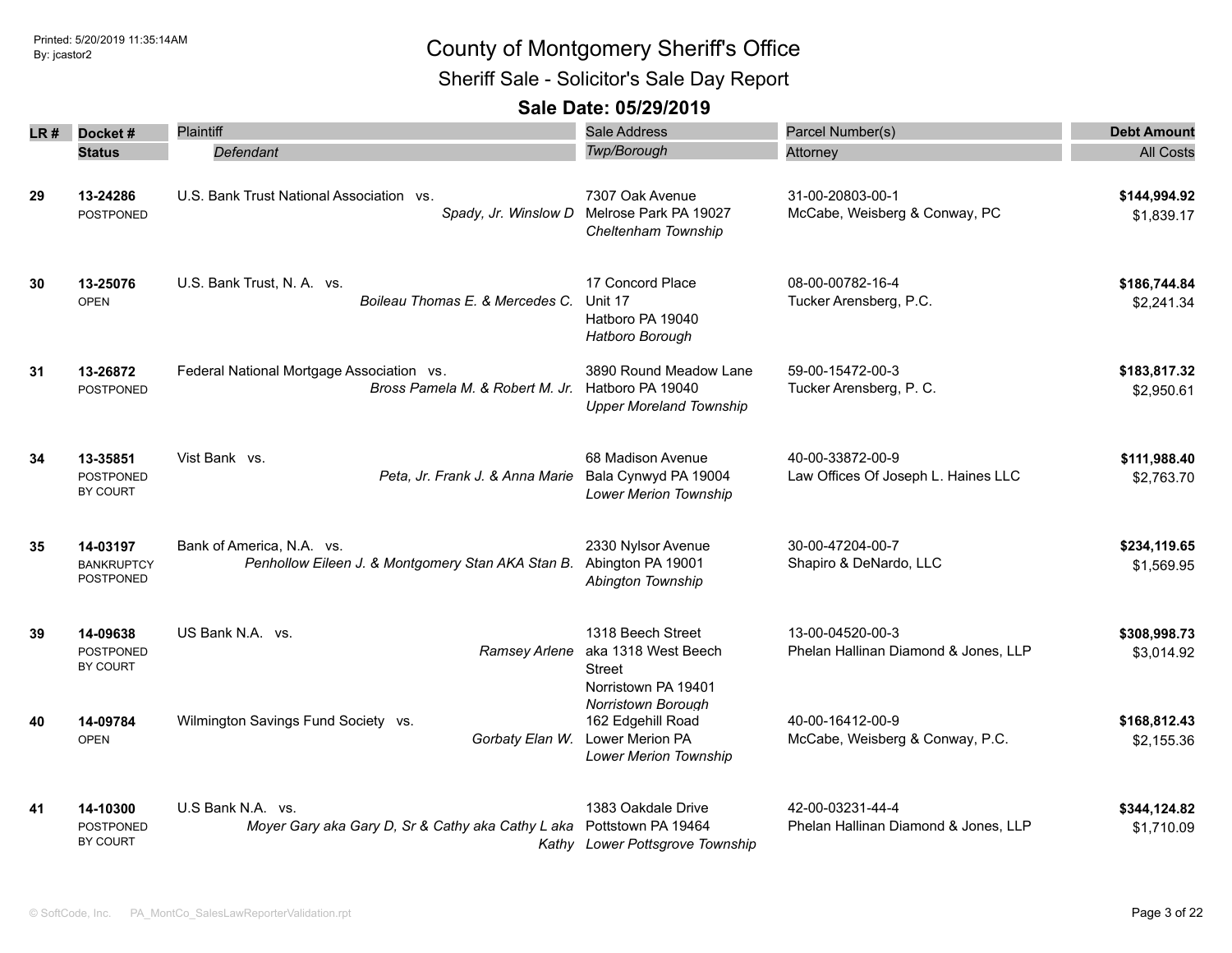# County of Montgomery Sheriff's Office

## Sheriff Sale - Solicitor's Sale Day Report

### Sale Date: 05/29/2019

| LR # | Docket # / Status | Plaintiff / Defendant | Sale Address / Twp/Borough | Parcel Number(s) / Attorney | Debt Amount / All Costs |
|---|---|---|---|---|---|
| 29 | 13-24286<br>POSTPONED | U.S. Bank Trust National Association vs.<br>*Spady, Jr. Winslow D* | 7307 Oak Avenue<br>Melrose Park PA 19027<br>*Cheltenham Township* | 31-00-20803-00-1<br>McCabe, Weisberg & Conway, PC | **$144,994.92**<br>$1,839.17 |
| 30 | 13-25076<br>OPEN | U.S. Bank Trust, N. A. vs.<br>*Boileau Thomas E. & Mercedes C.* | 17 Concord Place<br>Unit 17<br>Hatboro PA 19040<br>*Hatboro Borough* | 08-00-00782-16-4<br>Tucker Arensberg, P.C. | **$186,744.84**<br>$2,241.34 |
| 31 | 13-26872<br>POSTPONED | Federal National Mortgage Association vs.<br>*Bross Pamela M. & Robert M. Jr.* | 3890 Round Meadow Lane<br>Hatboro PA 19040<br>*Upper Moreland Township* | 59-00-15472-00-3<br>Tucker Arensberg, P. C. | **$183,817.32**<br>$2,950.61 |
| 34 | 13-35851<br>POSTPONED BY COURT | Vist Bank vs.<br>*Peta, Jr. Frank J. & Anna Marie* | 68 Madison Avenue<br>Bala Cynwyd PA 19004<br>*Lower Merion Township* | 40-00-33872-00-9<br>Law Offices Of Joseph L. Haines LLC | **$111,988.40**<br>$2,763.70 |
| 35 | 14-03197<br>BANKRUPTCY POSTPONED | Bank of America, N.A. vs.<br>*Penhollow Eileen J. & Montgomery Stan AKA Stan B.* | 2330 Nylsor Avenue<br>Abington PA 19001<br>*Abington Township* | 30-00-47204-00-7<br>Shapiro & DeNardo, LLC | **$234,119.65**<br>$1,569.95 |
| 39 | 14-09638<br>POSTPONED BY COURT | US Bank N.A. vs.<br>*Ramsey Arlene* | 1318 Beech Street<br>aka 1318 West Beech Street<br>Norristown PA 19401<br>*Norristown Borough* | 13-00-04520-00-3<br>Phelan Hallinan Diamond & Jones, LLP | **$308,998.73**<br>$3,014.92 |
| 40 | 14-09784<br>OPEN | Wilmington Savings Fund Society vs.<br>*Gorbaty Elan W.* | 162 Edgehill Road<br>Lower Merion PA<br>*Lower Merion Township* | 40-00-16412-00-9<br>McCabe, Weisberg & Conway, P.C. | **$168,812.43**<br>$2,155.36 |
| 41 | 14-10300<br>POSTPONED BY COURT | U.S Bank N.A. vs.<br>*Moyer Gary aka Gary D, Sr & Cathy aka Cathy L aka Kathy* | 1383 Oakdale Drive<br>Pottstown PA 19464<br>*Lower Pottsgrove Township* | 42-00-03231-44-4<br>Phelan Hallinan Diamond & Jones, LLP | **$344,124.82**<br>$1,710.09 |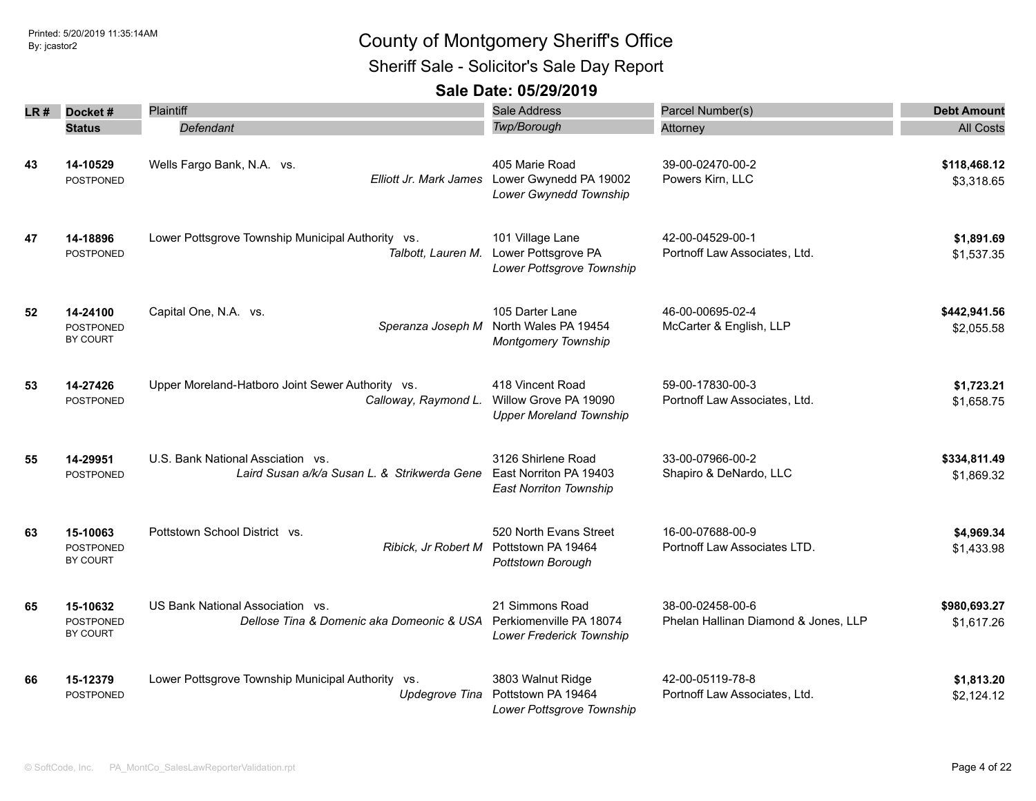Printed: 5/20/2019 11:35:14AM
By: jcastor2

# County of Montgomery Sheriff's Office

## Sheriff Sale - Solicitor's Sale Day Report

### Sale Date: 05/29/2019

| LR # | Docket # / Status | Plaintiff / Defendant | Sale Address / Twp/Borough | Parcel Number(s) / Attorney | Debt Amount / All Costs |
|---|---|---|---|---|---|
| 43 | 14-10529 POSTPONED | Wells Fargo Bank, N.A. vs. *Elliott Jr. Mark James* | 405 Marie Road Lower Gwynedd PA 19002 *Lower Gwynedd Township* | 39-00-02470-00-2 Powers Kirn, LLC | **$118,468.12** $3,318.65 |
| 47 | 14-18896 POSTPONED | Lower Pottsgrove Township Municipal Authority vs. *Talbott, Lauren M.* | 101 Village Lane Lower Pottsgrove PA *Lower Pottsgrove Township* | 42-00-04529-00-1 Portnoff Law Associates, Ltd. | **$1,891.69** $1,537.35 |
| 52 | 14-24100 POSTPONED BY COURT | Capital One, N.A. vs. *Speranza Joseph M* | 105 Darter Lane North Wales PA 19454 *Montgomery Township* | 46-00-00695-02-4 McCarter & English, LLP | **$442,941.56** $2,055.58 |
| 53 | 14-27426 POSTPONED | Upper Moreland-Hatboro Joint Sewer Authority vs. *Calloway, Raymond L.* | 418 Vincent Road Willow Grove PA 19090 *Upper Moreland Township* | 59-00-17830-00-3 Portnoff Law Associates, Ltd. | **$1,723.21** $1,658.75 |
| 55 | 14-29951 POSTPONED | U.S. Bank National Assciation vs. *Laird Susan a/k/a Susan L. & Strikwerda Gene* | 3126 Shirlene Road East Norriton PA 19403 *East Norriton Township* | 33-00-07966-00-2 Shapiro & DeNardo, LLC | **$334,811.49** $1,869.32 |
| 63 | 15-10063 POSTPONED BY COURT | Pottstown School District vs. *Ribick, Jr Robert M* | 520 North Evans Street Pottstown PA 19464 *Pottstown Borough* | 16-00-07688-00-9 Portnoff Law Associates LTD. | **$4,969.34** $1,433.98 |
| 65 | 15-10632 POSTPONED BY COURT | US Bank National Association vs. *Dellose Tina & Domenic aka Domeonic & USA* | 21 Simmons Road Perkiomenville PA 18074 *Lower Frederick Township* | 38-00-02458-00-6 Phelan Hallinan Diamond & Jones, LLP | **$980,693.27** $1,617.26 |
| 66 | 15-12379 POSTPONED | Lower Pottsgrove Township Municipal Authority vs. *Updegrove Tina* | 3803 Walnut Ridge Pottstown PA 19464 *Lower Pottsgrove Township* | 42-00-05119-78-8 Portnoff Law Associates, Ltd. | **$1,813.20** $2,124.12 |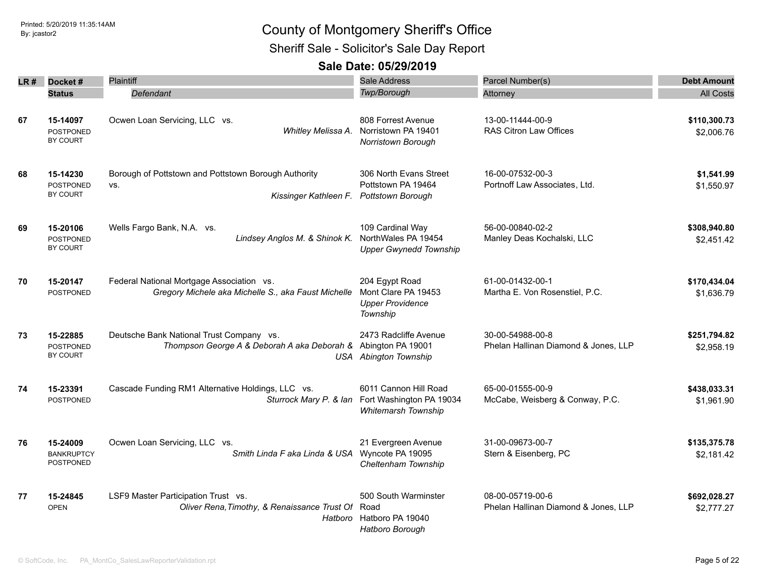# County of Montgomery Sheriff's Office

## Sheriff Sale - Solicitor's Sale Day Report

### Sale Date: 05/29/2019

| LR # | Docket # / Status | Plaintiff / Defendant | Sale Address / Twp/Borough | Parcel Number(s) / Attorney | Debt Amount / All Costs |
|---|---|---|---|---|---|
| 67 | **15-14097** POSTPONED BY COURT | Ocwen Loan Servicing, LLC vs. *Whitley Melissa A.* | 808 Forrest Avenue Norristown PA 19401 *Norristown Borough* | 13-00-11444-00-9 RAS Citron Law Offices | **$110,300.73** $2,006.76 |
| 68 | **15-14230** POSTPONED BY COURT | Borough of Pottstown and Pottstown Borough Authority vs. *Kissinger Kathleen F.* | 306 North Evans Street Pottstown PA 19464 *Pottstown Borough* | 16-00-07532-00-3 Portnoff Law Associates, Ltd. | **$1,541.99** $1,550.97 |
| 69 | **15-20106** POSTPONED BY COURT | Wells Fargo Bank, N.A. vs. *Lindsey Anglos M. & Shinok K.* | 109 Cardinal Way NorthWales PA 19454 *Upper Gwynedd Township* | 56-00-00840-02-2 Manley Deas Kochalski, LLC | **$308,940.80** $2,451.42 |
| 70 | **15-20147** POSTPONED | Federal National Mortgage Association vs. *Gregory Michele aka Michelle S., aka Faust Michelle* | 204 Egypt Road Mont Clare PA 19453 *Upper Providence Township* | 61-00-01432-00-1 Martha E. Von Rosenstiel, P.C. | **$170,434.04** $1,636.79 |
| 73 | **15-22885** POSTPONED BY COURT | Deutsche Bank National Trust Company vs. *Thompson George A & Deborah A aka Deborah & USA* | 2473 Radcliffe Avenue Abington PA 19001 *Abington Township* | 30-00-54988-00-8 Phelan Hallinan Diamond & Jones, LLP | **$251,794.82** $2,958.19 |
| 74 | **15-23391** POSTPONED | Cascade Funding RM1 Alternative Holdings, LLC vs. *Sturrock Mary P. & Ian* | 6011 Cannon Hill Road Fort Washington PA 19034 *Whitemarsh Township* | 65-00-01555-00-9 McCabe, Weisberg & Conway, P.C. | **$438,033.31** $1,961.90 |
| 76 | **15-24009** BANKRUPTCY POSTPONED | Ocwen Loan Servicing, LLC vs. *Smith Linda F aka Linda & USA* | 21 Evergreen Avenue Wyncote PA 19095 *Cheltenham Township* | 31-00-09673-00-7 Stern & Eisenberg, PC | **$135,375.78** $2,181.42 |
| 77 | **15-24845** OPEN | LSF9 Master Participation Trust vs. *Oliver Rena,Timothy, & Renaissance Trust Of Hatboro* | 500 South Warminster Road Hatboro PA 19040 *Hatboro Borough* | 08-00-05719-00-6 Phelan Hallinan Diamond & Jones, LLP | **$692,028.27** $2,777.27 |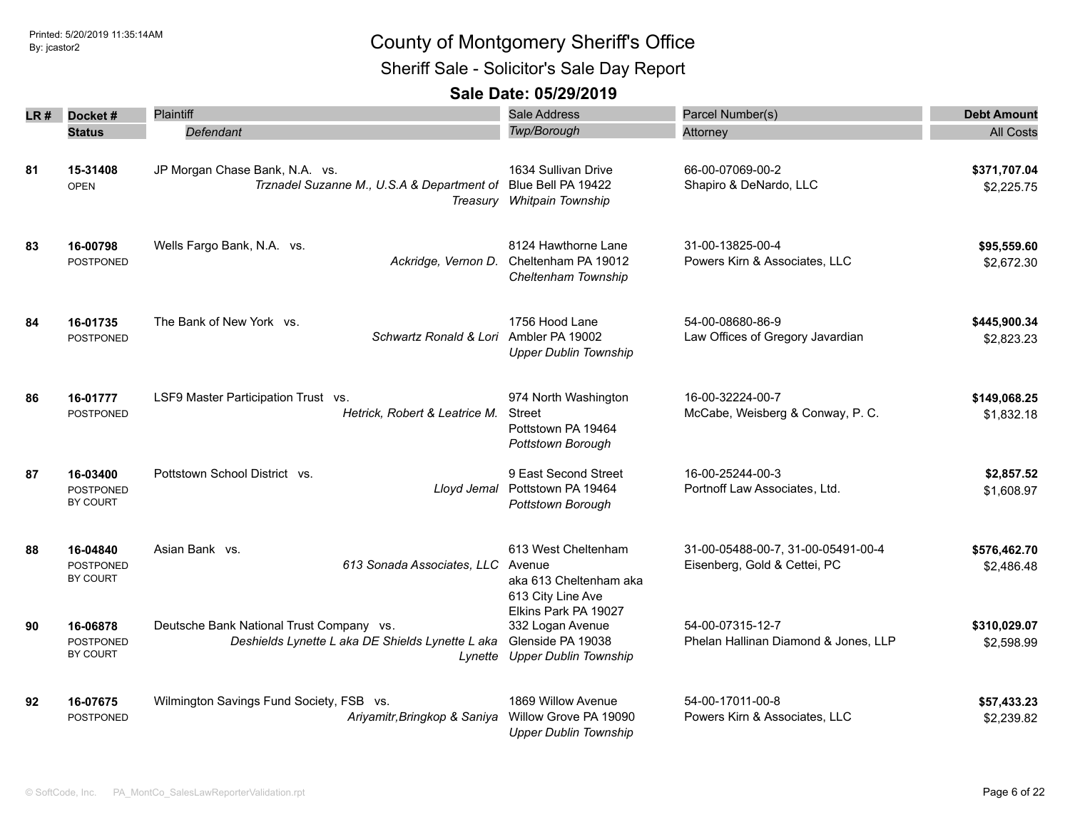# County of Montgomery Sheriff's Office

## Sheriff Sale - Solicitor's Sale Day Report

### Sale Date: 05/29/2019

Printed: 5/20/2019 11:35:14AM
By: jcastor2

| LR # | Docket # / Status | Plaintiff / *Defendant* | Sale Address / *Twp/Borough* | Parcel Number(s) / Attorney | Debt Amount / All Costs |
|---|---|---|---|---|---|
| 81 | **15-31408** OPEN | JP Morgan Chase Bank, N.A. vs. *Trznadel Suzanne M., U.S.A & Department of Treasury* | 1634 Sullivan Drive Blue Bell PA 19422 *Whitpain Township* | 66-00-07069-00-2 Shapiro & DeNardo, LLC | **$371,707.04** $2,225.75 |
| 83 | **16-00798** POSTPONED | Wells Fargo Bank, N.A. vs. *Ackridge, Vernon D.* | 8124 Hawthorne Lane Cheltenham PA 19012 *Cheltenham Township* | 31-00-13825-00-4 Powers Kirn & Associates, LLC | **$95,559.60** $2,672.30 |
| 84 | **16-01735** POSTPONED | The Bank of New York vs. *Schwartz Ronald & Lori* | 1756 Hood Lane Ambler PA 19002 *Upper Dublin Township* | 54-00-08680-86-9 Law Offices of Gregory Javardian | **$445,900.34** $2,823.23 |
| 86 | **16-01777** POSTPONED | LSF9 Master Participation Trust vs. *Hetrick, Robert & Leatrice M.* | 974 North Washington Street Pottstown PA 19464 *Pottstown Borough* | 16-00-32224-00-7 McCabe, Weisberg & Conway, P. C. | **$149,068.25** $1,832.18 |
| 87 | **16-03400** POSTPONED BY COURT | Pottstown School District vs. *Lloyd Jemal* | 9 East Second Street Pottstown PA 19464 *Pottstown Borough* | 16-00-25244-00-3 Portnoff Law Associates, Ltd. | **$2,857.52** $1,608.97 |
| 88 | **16-04840** POSTPONED BY COURT | Asian Bank vs. *613 Sonada Associates, LLC* | 613 West Cheltenham Avenue aka 613 Cheltenham aka 613 City Line Ave Elkins Park PA 19027 | 31-00-05488-00-7, 31-00-05491-00-4 Eisenberg, Gold & Cettei, PC | **$576,462.70** $2,486.48 |
| 90 | **16-06878** POSTPONED BY COURT | Deutsche Bank National Trust Company vs. *Deshields Lynette L aka DE Shields Lynette L aka Lynette* | 332 Logan Avenue Glenside PA 19038 *Upper Dublin Township* | 54-00-07315-12-7 Phelan Hallinan Diamond & Jones, LLP | **$310,029.07** $2,598.99 |
| 92 | **16-07675** POSTPONED | Wilmington Savings Fund Society, FSB vs. *Ariyamitr,Bringkop & Saniya* | 1869 Willow Avenue Willow Grove PA 19090 *Upper Dublin Township* | 54-00-17011-00-8 Powers Kirn & Associates, LLC | **$57,433.23** $2,239.82 |

© SoftCode, Inc. PA_MontCo_SalesLawReporterValidation.rpt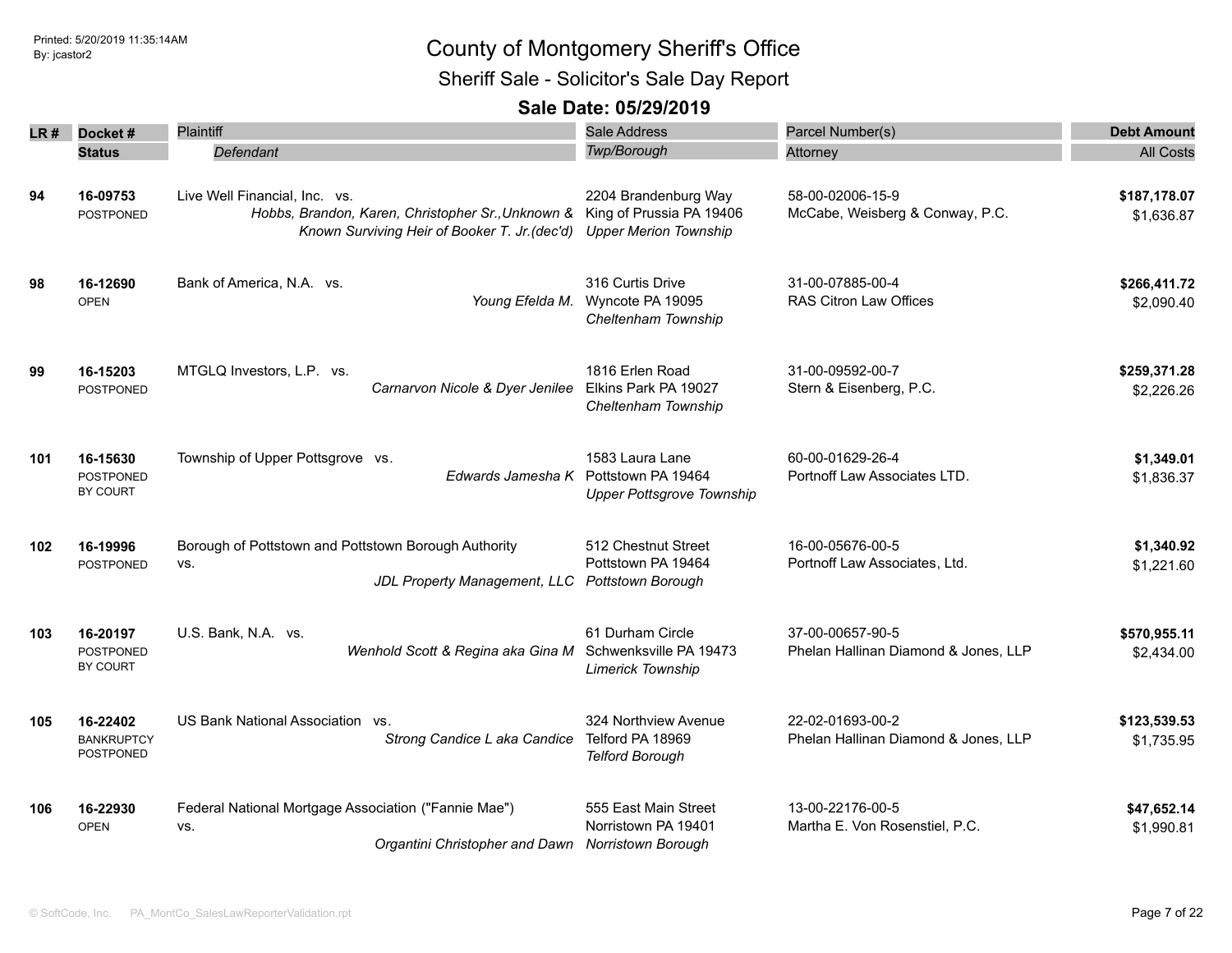# County of Montgomery Sheriff's Office

## Sheriff Sale - Solicitor's Sale Day Report

### Sale Date: 05/29/2019

Printed: 5/20/2019 11:35:14AM
By: jcastor2

| LR # | Docket # / Status | Plaintiff / *Defendant* | Sale Address / *Twp/Borough* | Parcel Number(s) / Attorney | Debt Amount / All Costs |
|---|---|---|---|---|---|
| 94 | 16-09753 POSTPONED | Live Well Financial, Inc. vs. *Hobbs, Brandon, Karen, Christopher Sr.,Unknown & Known Surviving Heir of Booker T. Jr.(dec'd)* | 2204 Brandenburg Way King of Prussia PA 19406 *Upper Merion Township* | 58-00-02006-15-9 McCabe, Weisberg & Conway, P.C. | **$187,178.07** $1,636.87 |
| 98 | 16-12690 OPEN | Bank of America, N.A. vs. *Young Efelda M.* | 316 Curtis Drive Wyncote PA 19095 *Cheltenham Township* | 31-00-07885-00-4 RAS Citron Law Offices | **$266,411.72** $2,090.40 |
| 99 | 16-15203 POSTPONED | MTGLQ Investors, L.P. vs. *Carnarvon Nicole & Dyer Jenilee* | 1816 Erlen Road Elkins Park PA 19027 *Cheltenham Township* | 31-00-09592-00-7 Stern & Eisenberg, P.C. | **$259,371.28** $2,226.26 |
| 101 | 16-15630 POSTPONED BY COURT | Township of Upper Pottsgrove vs. *Edwards Jamesha K* | 1583 Laura Lane Pottstown PA 19464 *Upper Pottsgrove Township* | 60-00-01629-26-4 Portnoff Law Associates LTD. | **$1,349.01** $1,836.37 |
| 102 | 16-19996 POSTPONED | Borough of Pottstown and Pottstown Borough Authority vs. *JDL Property Management, LLC* | 512 Chestnut Street Pottstown PA 19464 *Pottstown Borough* | 16-00-05676-00-5 Portnoff Law Associates, Ltd. | **$1,340.92** $1,221.60 |
| 103 | 16-20197 POSTPONED BY COURT | U.S. Bank, N.A. vs. *Wenhold Scott & Regina aka Gina M* | 61 Durham Circle Schwenksville PA 19473 *Limerick Township* | 37-00-00657-90-5 Phelan Hallinan Diamond & Jones, LLP | **$570,955.11** $2,434.00 |
| 105 | 16-22402 BANKRUPTCY POSTPONED | US Bank National Association vs. *Strong Candice L aka Candice* | 324 Northview Avenue Telford PA 18969 *Telford Borough* | 22-02-01693-00-2 Phelan Hallinan Diamond & Jones, LLP | **$123,539.53** $1,735.95 |
| 106 | 16-22930 OPEN | Federal National Mortgage Association ("Fannie Mae") vs. *Organtini Christopher and Dawn* | 555 East Main Street Norristown PA 19401 *Norristown Borough* | 13-00-22176-00-5 Martha E. Von Rosenstiel, P.C. | **$47,652.14** $1,990.81 |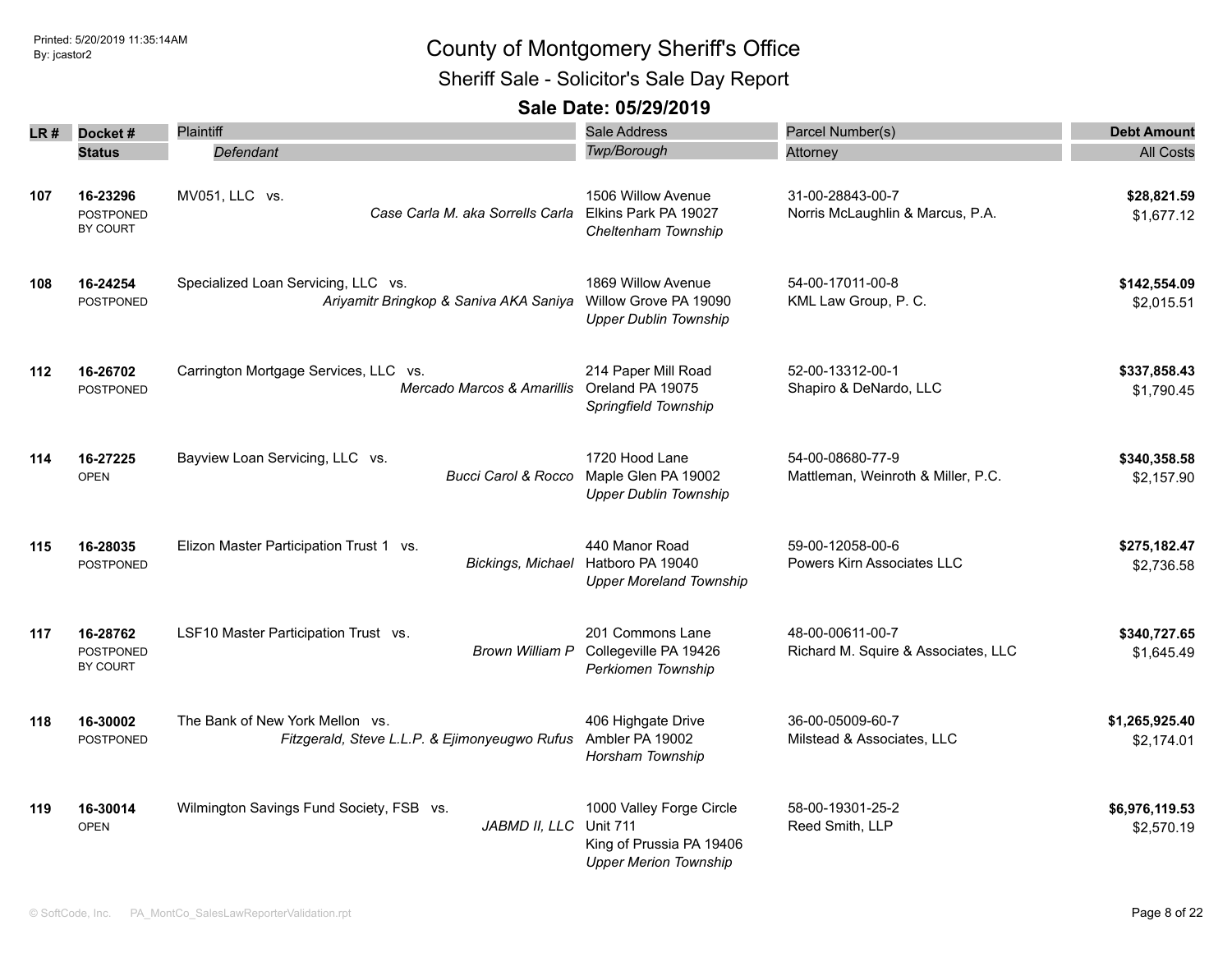# County of Montgomery Sheriff's Office

## Sheriff Sale - Solicitor's Sale Day Report

### Sale Date: 05/29/2019

Printed: 5/20/2019 11:35:14AM
By: jcastor2

| LR # | Docket # / Status | Plaintiff / Defendant | Sale Address / Twp/Borough | Parcel Number(s) / Attorney | Debt Amount / All Costs |
|---|---|---|---|---|---|
| 107 | **16-23296** POSTPONED BY COURT | MV051, LLC vs. *Case Carla M. aka Sorrells Carla* | 1506 Willow Avenue Elkins Park PA 19027 *Cheltenham Township* | 31-00-28843-00-7 Norris McLaughlin & Marcus, P.A. | **$28,821.59** $1,677.12 |
| 108 | **16-24254** POSTPONED | Specialized Loan Servicing, LLC vs. *Ariyamitr Bringkop & Saniva AKA Saniya* | 1869 Willow Avenue Willow Grove PA 19090 *Upper Dublin Township* | 54-00-17011-00-8 KML Law Group, P. C. | **$142,554.09** $2,015.51 |
| 112 | **16-26702** POSTPONED | Carrington Mortgage Services, LLC vs. *Mercado Marcos & Amarillis* | 214 Paper Mill Road Oreland PA 19075 *Springfield Township* | 52-00-13312-00-1 Shapiro & DeNardo, LLC | **$337,858.43** $1,790.45 |
| 114 | **16-27225** OPEN | Bayview Loan Servicing, LLC vs. *Bucci Carol & Rocco* | 1720 Hood Lane Maple Glen PA 19002 *Upper Dublin Township* | 54-00-08680-77-9 Mattleman, Weinroth & Miller, P.C. | **$340,358.58** $2,157.90 |
| 115 | **16-28035** POSTPONED | Elizon Master Participation Trust 1 vs. *Bickings, Michael* | 440 Manor Road Hatboro PA 19040 *Upper Moreland Township* | 59-00-12058-00-6 Powers Kirn Associates LLC | **$275,182.47** $2,736.58 |
| 117 | **16-28762** POSTPONED BY COURT | LSF10 Master Participation Trust vs. *Brown William P* | 201 Commons Lane Collegeville PA 19426 *Perkiomen Township* | 48-00-00611-00-7 Richard M. Squire & Associates, LLC | **$340,727.65** $1,645.49 |
| 118 | **16-30002** POSTPONED | The Bank of New York Mellon vs. *Fitzgerald, Steve L.L.P. & Ejimonyeugwo Rufus* | 406 Highgate Drive Ambler PA 19002 *Horsham Township* | 36-00-05009-60-7 Milstead & Associates, LLC | **$1,265,925.40** $2,174.01 |
| 119 | **16-30014** OPEN | Wilmington Savings Fund Society, FSB vs. *JABMD II, LLC* | 1000 Valley Forge Circle Unit 711 King of Prussia PA 19406 *Upper Merion Township* | 58-00-19301-25-2 Reed Smith, LLP | **$6,976,119.53** $2,570.19 |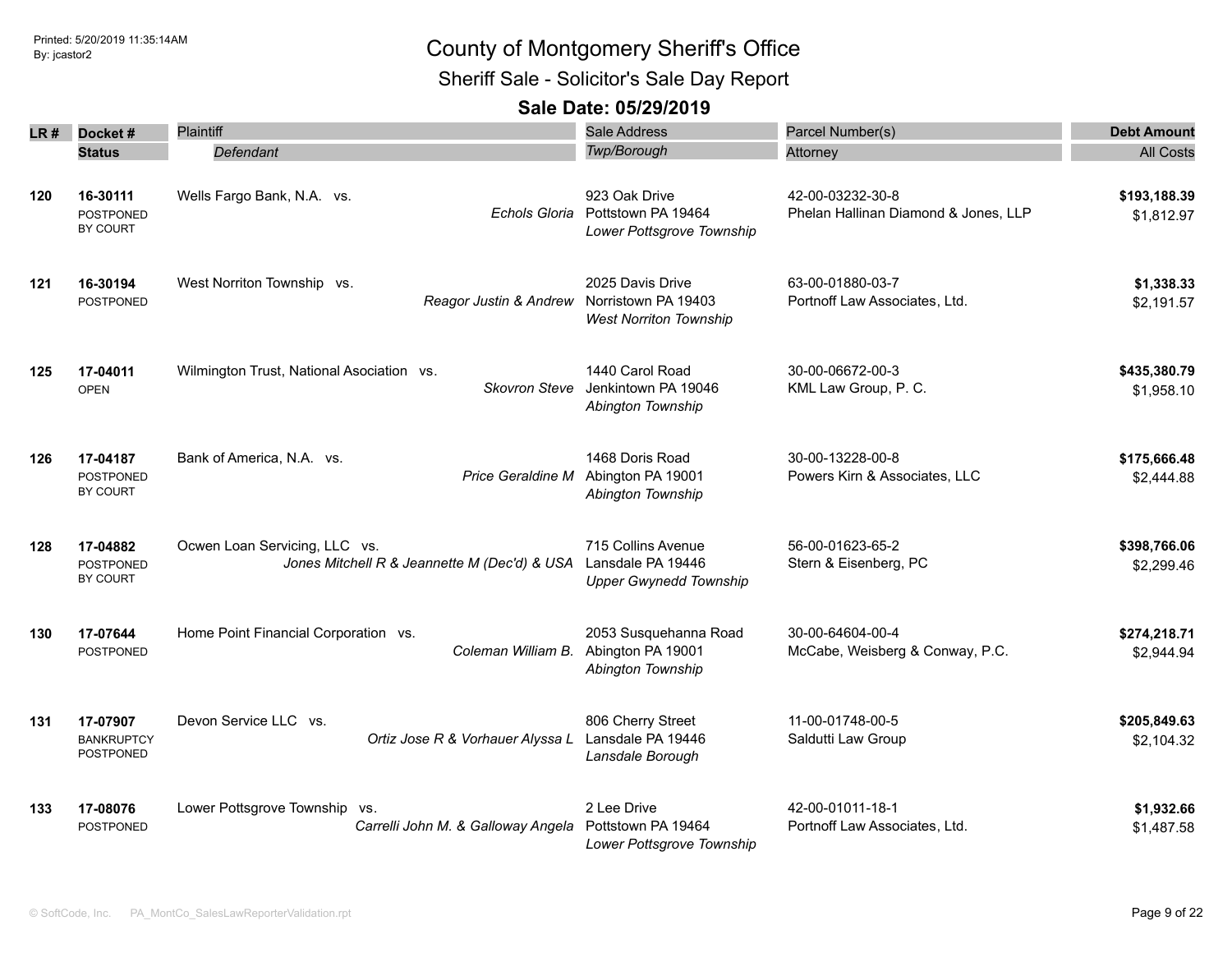# County of Montgomery Sheriff's Office

## Sheriff Sale - Solicitor's Sale Day Report

### Sale Date: 05/29/2019

| LR # | Docket # / Status | Plaintiff / Defendant | Sale Address / Twp/Borough | Parcel Number(s) / Attorney | Debt Amount / All Costs |
|---|---|---|---|---|---|
| 120 | **16-30111**<br>POSTPONED BY COURT | Wells Fargo Bank, N.A. vs.<br>*Echols Gloria* | 923 Oak Drive<br>Pottstown PA 19464<br>*Lower Pottsgrove Township* | 42-00-03232-30-8<br>Phelan Hallinan Diamond & Jones, LLP | **$193,188.39**<br>$1,812.97 |
| 121 | **16-30194**<br>POSTPONED | West Norriton Township vs.<br>*Reagor Justin & Andrew* | 2025 Davis Drive<br>Norristown PA 19403<br>*West Norriton Township* | 63-00-01880-03-7<br>Portnoff Law Associates, Ltd. | **$1,338.33**<br>$2,191.57 |
| 125 | **17-04011**<br>OPEN | Wilmington Trust, National Association vs.<br>*Skovron Steve* | 1440 Carol Road<br>Jenkintown PA 19046<br>*Abington Township* | 30-00-06672-00-3<br>KML Law Group, P. C. | **$435,380.79**<br>$1,958.10 |
| 126 | **17-04187**<br>POSTPONED BY COURT | Bank of America, N.A. vs.<br>*Price Geraldine M* | 1468 Doris Road<br>Abington PA 19001<br>*Abington Township* | 30-00-13228-00-8<br>Powers Kirn & Associates, LLC | **$175,666.48**<br>$2,444.88 |
| 128 | **17-04882**<br>POSTPONED BY COURT | Ocwen Loan Servicing, LLC vs.<br>*Jones Mitchell R & Jeannette M (Dec'd) & USA* | 715 Collins Avenue<br>Lansdale PA 19446<br>*Upper Gwynedd Township* | 56-00-01623-65-2<br>Stern & Eisenberg, PC | **$398,766.06**<br>$2,299.46 |
| 130 | **17-07644**<br>POSTPONED | Home Point Financial Corporation vs.<br>*Coleman William B.* | 2053 Susquehanna Road<br>Abington PA 19001<br>*Abington Township* | 30-00-64604-00-4<br>McCabe, Weisberg & Conway, P.C. | **$274,218.71**<br>$2,944.94 |
| 131 | **17-07907**<br>BANKRUPTCY POSTPONED | Devon Service LLC vs.<br>*Ortiz Jose R & Vorhauer Alyssa L* | 806 Cherry Street<br>Lansdale PA 19446<br>*Lansdale Borough* | 11-00-01748-00-5<br>Saldutti Law Group | **$205,849.63**<br>$2,104.32 |
| 133 | **17-08076**<br>POSTPONED | Lower Pottsgrove Township vs.<br>*Carrelli John M. & Galloway Angela* | 2 Lee Drive<br>Pottstown PA 19464<br>*Lower Pottsgrove Township* | 42-00-01011-18-1<br>Portnoff Law Associates, Ltd. | **$1,932.66**<br>$1,487.58 |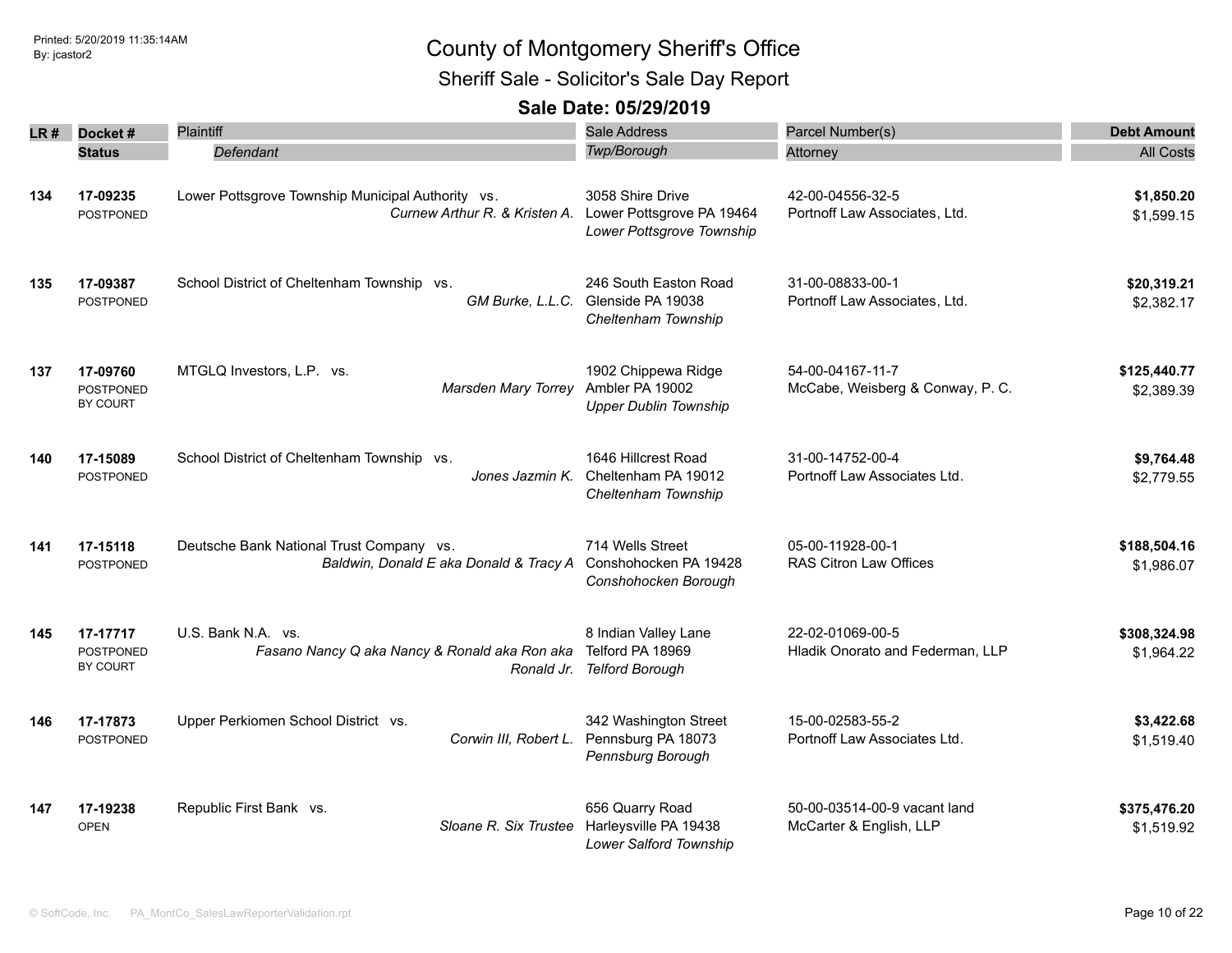# County of Montgomery Sheriff's Office

## Sheriff Sale - Solicitor's Sale Day Report

### Sale Date: 05/29/2019

| LR # | Docket # / Status | Plaintiff / *Defendant* | Sale Address / *Twp/Borough* | Parcel Number(s) / Attorney | Debt Amount / All Costs |
|---|---|---|---|---|---|
| 134 | **17-09235** POSTPONED | Lower Pottsgrove Township Municipal Authority vs. *Curnew Arthur R. & Kristen A.* | 3058 Shire Drive Lower Pottsgrove PA 19464 *Lower Pottsgrove Township* | 42-00-04556-32-5 Portnoff Law Associates, Ltd. | **$1,850.20** $1,599.15 |
| 135 | **17-09387** POSTPONED | School District of Cheltenham Township vs. *GM Burke, L.L.C.* | 246 South Easton Road Glenside PA 19038 *Cheltenham Township* | 31-00-08833-00-1 Portnoff Law Associates, Ltd. | **$20,319.21** $2,382.17 |
| 137 | **17-09760** POSTPONED BY COURT | MTGLQ Investors, L.P. vs. *Marsden Mary Torrey* | 1902 Chippewa Ridge Ambler PA 19002 *Upper Dublin Township* | 54-00-04167-11-7 McCabe, Weisberg & Conway, P. C. | **$125,440.77** $2,389.39 |
| 140 | **17-15089** POSTPONED | School District of Cheltenham Township vs. *Jones Jazmin K.* | 1646 Hillcrest Road Cheltenham PA 19012 *Cheltenham Township* | 31-00-14752-00-4 Portnoff Law Associates Ltd. | **$9,764.48** $2,779.55 |
| 141 | **17-15118** POSTPONED | Deutsche Bank National Trust Company vs. *Baldwin, Donald E aka Donald & Tracy A* | 714 Wells Street Conshohocken PA 19428 *Conshohocken Borough* | 05-00-11928-00-1 RAS Citron Law Offices | **$188,504.16** $1,986.07 |
| 145 | **17-17717** POSTPONED BY COURT | U.S. Bank N.A. vs. *Fasano Nancy Q aka Nancy & Ronald aka Ron aka Ronald Jr.* | 8 Indian Valley Lane Telford PA 18969 *Telford Borough* | 22-02-01069-00-5 Hladik Onorato and Federman, LLP | **$308,324.98** $1,964.22 |
| 146 | **17-17873** POSTPONED | Upper Perkiomen School District vs. *Corwin III, Robert L.* | 342 Washington Street Pennsburg PA 18073 *Pennsburg Borough* | 15-00-02583-55-2 Portnoff Law Associates Ltd. | **$3,422.68** $1,519.40 |
| 147 | **17-19238** OPEN | Republic First Bank vs. *Sloane R. Six Trustee* | 656 Quarry Road Harleysville PA 19438 *Lower Salford Township* | 50-00-03514-00-9 vacant land McCarter & English, LLP | **$375,476.20** $1,519.92 |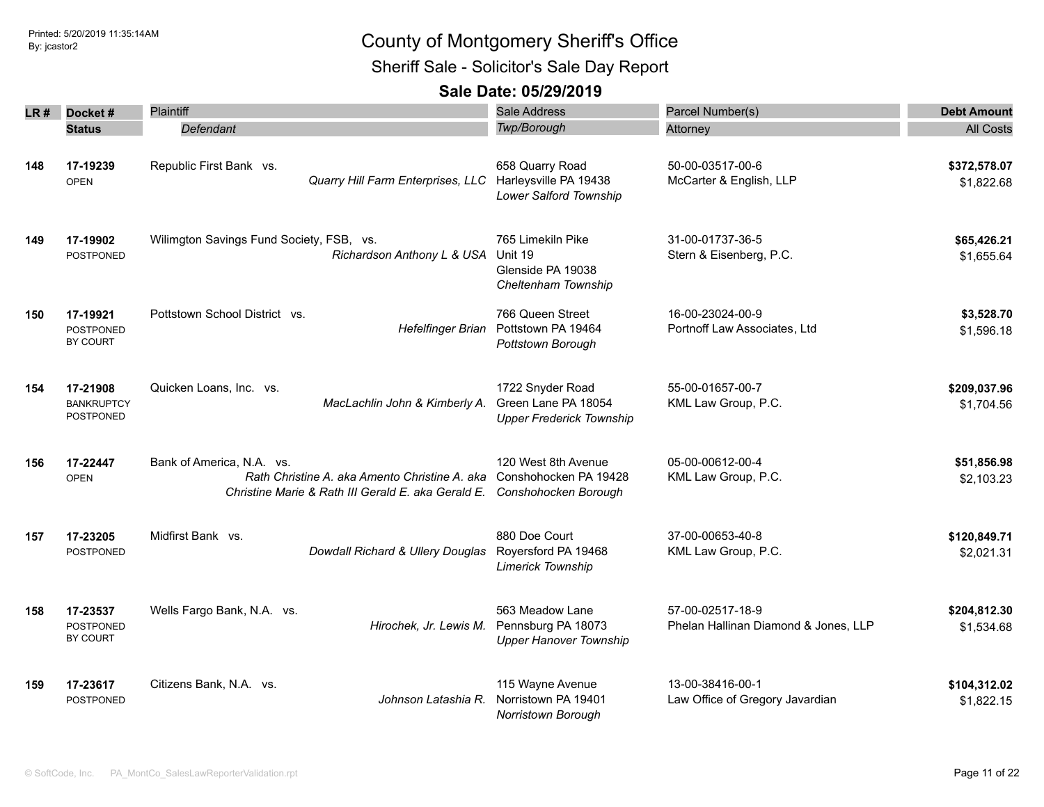# County of Montgomery Sheriff's Office

## Sheriff Sale - Solicitor's Sale Day Report

### Sale Date: 05/29/2019

| LR # | Docket # / Status | Plaintiff / Defendant | Sale Address / Twp/Borough | Parcel Number(s) / Attorney | Debt Amount / All Costs |
|---|---|---|---|---|---|
| 148 | 17-19239<br>OPEN | Republic First Bank vs.<br>*Quarry Hill Farm Enterprises, LLC* | 658 Quarry Road<br>Harleysville PA 19438<br>*Lower Salford Township* | 50-00-03517-00-6<br>McCarter & English, LLP | **$372,578.07**<br>$1,822.68 |
| 149 | 17-19902<br>POSTPONED | Wilimgton Savings Fund Society, FSB, vs.<br>*Richardson Anthony L & USA* | 765 Limekiln Pike<br>Unit 19<br>Glenside PA 19038<br>*Cheltenham Township* | 31-00-01737-36-5<br>Stern & Eisenberg, P.C. | **$65,426.21**<br>$1,655.64 |
| 150 | 17-19921<br>POSTPONED BY COURT | Pottstown School District vs.<br>*Hefelfinger Brian* | 766 Queen Street<br>Pottstown PA 19464<br>*Pottstown Borough* | 16-00-23024-00-9<br>Portnoff Law Associates, Ltd | **$3,528.70**<br>$1,596.18 |
| 154 | 17-21908<br>BANKRUPTCY POSTPONED | Quicken Loans, Inc. vs.<br>*MacLachlin John & Kimberly A.* | 1722 Snyder Road<br>Green Lane PA 18054<br>*Upper Frederick Township* | 55-00-01657-00-7<br>KML Law Group, P.C. | **$209,037.96**<br>$1,704.56 |
| 156 | 17-22447<br>OPEN | Bank of America, N.A. vs.<br>*Rath Christine A. aka Amento Christine A. aka Christine Marie & Rath III Gerald E. aka Gerald E.* | 120 West 8th Avenue<br>Conshohocken PA 19428<br>*Conshohocken Borough* | 05-00-00612-00-4<br>KML Law Group, P.C. | **$51,856.98**<br>$2,103.23 |
| 157 | 17-23205<br>POSTPONED | Midfirst Bank vs.<br>*Dowdall Richard & Ullery Douglas* | 880 Doe Court<br>Royersford PA 19468<br>*Limerick Township* | 37-00-00653-40-8<br>KML Law Group, P.C. | **$120,849.71**<br>$2,021.31 |
| 158 | 17-23537<br>POSTPONED BY COURT | Wells Fargo Bank, N.A. vs.<br>*Hirochek, Jr. Lewis M.* | 563 Meadow Lane<br>Pennsburg PA 18073<br>*Upper Hanover Township* | 57-00-02517-18-9<br>Phelan Hallinan Diamond & Jones, LLP | **$204,812.30**<br>$1,534.68 |
| 159 | 17-23617<br>POSTPONED | Citizens Bank, N.A. vs.<br>*Johnson Latashia R.* | 115 Wayne Avenue<br>Norristown PA 19401<br>*Norristown Borough* | 13-00-38416-00-1<br>Law Office of Gregory Javardian | **$104,312.02**<br>$1,822.15 |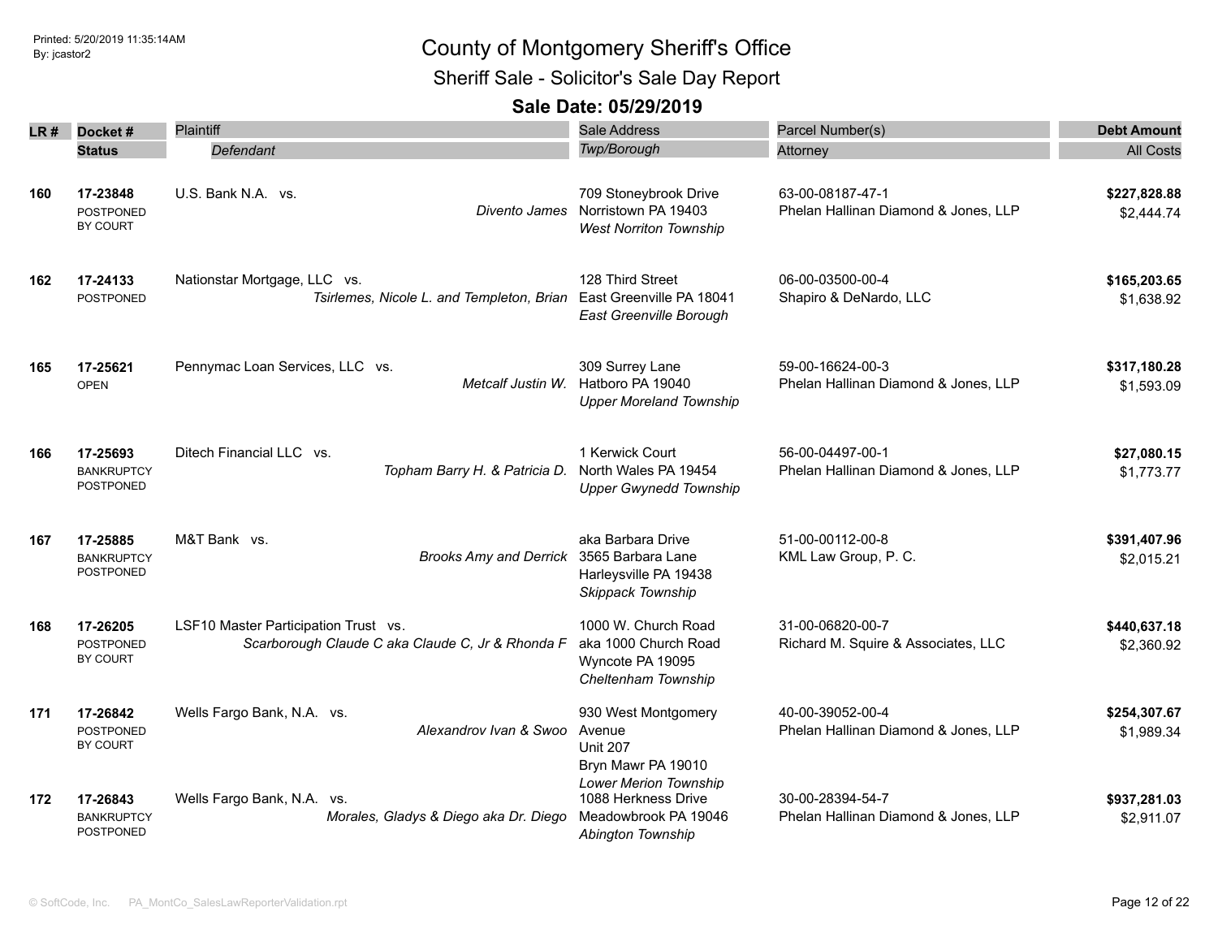# County of Montgomery Sheriff's Office

## Sheriff Sale - Solicitor's Sale Day Report

### Sale Date: 05/29/2019

| LR # | Docket # / Status | Plaintiff / Defendant | Sale Address / Twp/Borough | Parcel Number(s) / Attorney | Debt Amount / All Costs |
|---|---|---|---|---|---|
| 160 | 17-23848<br>POSTPONED BY COURT | U.S. Bank N.A. vs.<br>*Divento James* | 709 Stoneybrook Drive<br>Norristown PA 19403<br>*West Norriton Township* | 63-00-08187-47-1<br>Phelan Hallinan Diamond & Jones, LLP | **$227,828.88**<br>$2,444.74 |
| 162 | 17-24133<br>POSTPONED | Nationstar Mortgage, LLC vs.<br>*Tsirlemes, Nicole L. and Templeton, Brian* | 128 Third Street<br>East Greenville PA 18041<br>*East Greenville Borough* | 06-00-03500-00-4<br>Shapiro & DeNardo, LLC | **$165,203.65**<br>$1,638.92 |
| 165 | 17-25621<br>OPEN | Pennymac Loan Services, LLC vs.<br>*Metcalf Justin W.* | 309 Surrey Lane<br>Hatboro PA 19040<br>*Upper Moreland Township* | 59-00-16624-00-3<br>Phelan Hallinan Diamond & Jones, LLP | **$317,180.28**<br>$1,593.09 |
| 166 | 17-25693<br>BANKRUPTCY POSTPONED | Ditech Financial LLC vs.<br>*Topham Barry H. & Patricia D.* | 1 Kerwick Court<br>North Wales PA 19454<br>*Upper Gwynedd Township* | 56-00-04497-00-1<br>Phelan Hallinan Diamond & Jones, LLP | **$27,080.15**<br>$1,773.77 |
| 167 | 17-25885<br>BANKRUPTCY POSTPONED | M&T Bank vs.<br>*Brooks Amy and Derrick* | aka Barbara Drive<br>3565 Barbara Lane<br>Harleysville PA 19438<br>*Skippack Township* | 51-00-00112-00-8<br>KML Law Group, P. C. | **$391,407.96**<br>$2,015.21 |
| 168 | 17-26205<br>POSTPONED BY COURT | LSF10 Master Participation Trust vs.<br>*Scarborough Claude C aka Claude C, Jr & Rhonda F* | 1000 W. Church Road<br>aka 1000 Church Road<br>Wyncote PA 19095<br>*Cheltenham Township* | 31-00-06820-00-7<br>Richard M. Squire & Associates, LLC | **$440,637.18**<br>$2,360.92 |
| 171 | 17-26842<br>POSTPONED BY COURT | Wells Fargo Bank, N.A. vs.<br>*Alexandrov Ivan & Swoo* | 930 West Montgomery Avenue<br>Unit 207<br>Bryn Mawr PA 19010<br>*Lower Merion Township* | 40-00-39052-00-4<br>Phelan Hallinan Diamond & Jones, LLP | **$254,307.67**<br>$1,989.34 |
| 172 | 17-26843<br>BANKRUPTCY POSTPONED | Wells Fargo Bank, N.A. vs.<br>*Morales, Gladys & Diego aka Dr. Diego* | 1088 Herkness Drive<br>Meadowbrook PA 19046<br>*Abington Township* | 30-00-28394-54-7<br>Phelan Hallinan Diamond & Jones, LLP | **$937,281.03**<br>$2,911.07 |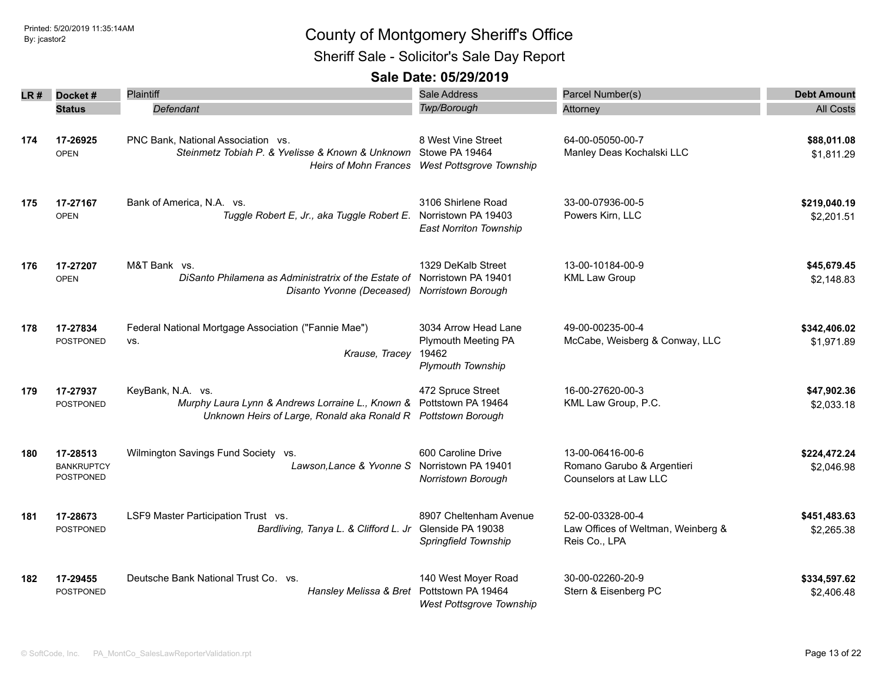# County of Montgomery Sheriff's Office

## Sheriff Sale - Solicitor's Sale Day Report

### Sale Date: 05/29/2019

| LR # | Docket # / Status | Plaintiff / Defendant | Sale Address / Twp/Borough | Parcel Number(s) / Attorney | Debt Amount / All Costs |
|---|---|---|---|---|---|
| **174** | **17-26925** OPEN | PNC Bank, National Association vs. *Steinmetz Tobiah P. & Yvelisse & Known & Unknown Heirs of Mohn Frances* | 8 West Vine Street Stowe PA 19464 *West Pottsgrove Township* | 64-00-05050-00-7 Manley Deas Kochalski LLC | **$88,011.08** $1,811.29 |
| **175** | **17-27167** OPEN | Bank of America, N.A. vs. *Tuggle Robert E, Jr., aka Tuggle Robert E.* | 3106 Shirlene Road Norristown PA 19403 *East Norriton Township* | 33-00-07936-00-5 Powers Kirn, LLC | **$219,040.19** $2,201.51 |
| **176** | **17-27207** OPEN | M&T Bank vs. *DiSanto Philamena as Administratrix of the Estate of Disanto Yvonne (Deceased)* | 1329 DeKalb Street Norristown PA 19401 *Norristown Borough* | 13-00-10184-00-9 KML Law Group | **$45,679.45** $2,148.83 |
| **178** | **17-27834** POSTPONED | Federal National Mortgage Association ("Fannie Mae") vs. *Krause, Tracey* | 3034 Arrow Head Lane Plymouth Meeting PA 19462 *Plymouth Township* | 49-00-00235-00-4 McCabe, Weisberg & Conway, LLC | **$342,406.02** $1,971.89 |
| **179** | **17-27937** POSTPONED | KeyBank, N.A. vs. *Murphy Laura Lynn & Andrews Lorraine L., Known & Unknown Heirs of Large, Ronald aka Ronald R* | 472 Spruce Street Pottstown PA 19464 *Pottstown Borough* | 16-00-27620-00-3 KML Law Group, P.C. | **$47,902.36** $2,033.18 |
| **180** | **17-28513** BANKRUPTCY POSTPONED | Wilmington Savings Fund Society vs. *Lawson,Lance & Yvonne S* | 600 Caroline Drive Norristown PA 19401 *Norristown Borough* | 13-00-06416-00-6 Romano Garubo & Argentieri Counselors at Law LLC | **$224,472.24** $2,046.98 |
| **181** | **17-28673** POSTPONED | LSF9 Master Participation Trust vs. *Bardliving, Tanya L. & Clifford L. Jr* | 8907 Cheltenham Avenue Glenside PA 19038 *Springfield Township* | 52-00-03328-00-4 Law Offices of Weltman, Weinberg & Reis Co., LPA | **$451,483.63** $2,265.38 |
| **182** | **17-29455** POSTPONED | Deutsche Bank National Trust Co. vs. *Hansley Melissa & Bret* | 140 West Moyer Road Pottstown PA 19464 *West Pottsgrove Township* | 30-00-02260-20-9 Stern & Eisenberg PC | **$334,597.62** $2,406.48 |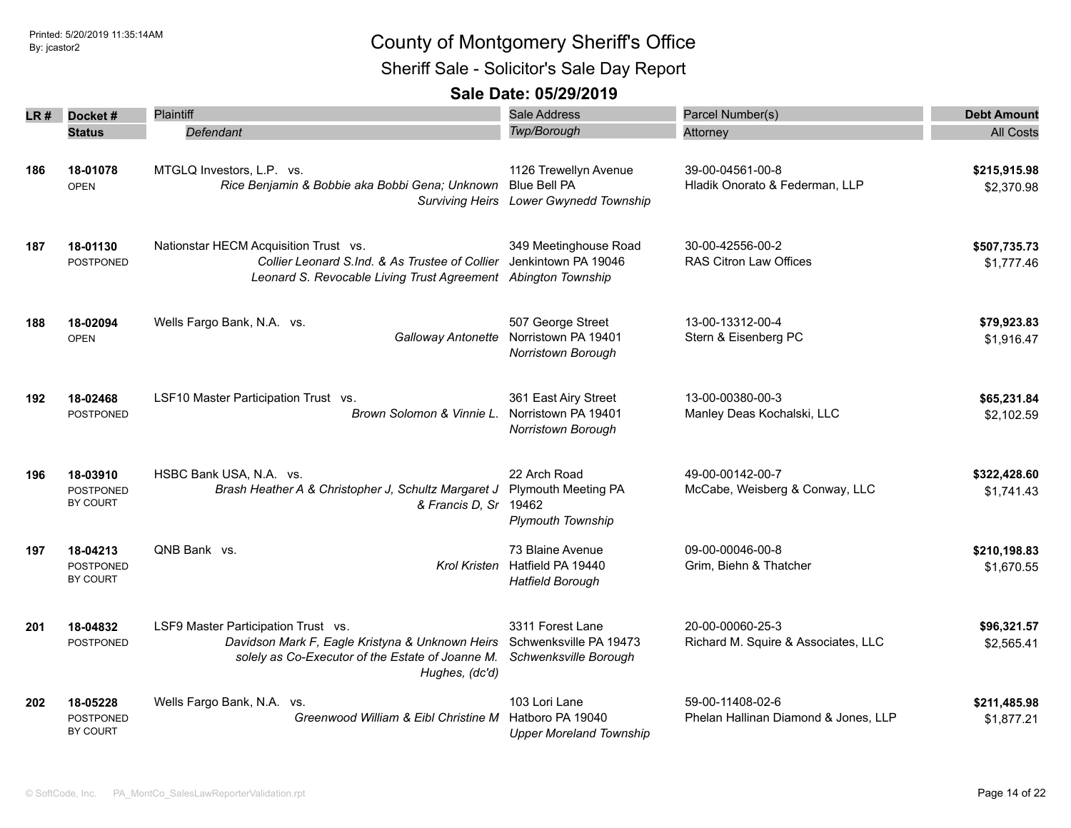# County of Montgomery Sheriff's Office

## Sheriff Sale - Solicitor's Sale Day Report

### Sale Date: 05/29/2019

| LR # | Docket # / Status | Plaintiff / Defendant | Sale Address / Twp/Borough | Parcel Number(s) / Attorney | Debt Amount / All Costs |
|---|---|---|---|---|---|
| 186 | 18-01078<br>OPEN | MTGLQ Investors, L.P. vs.<br>*Rice Benjamin & Bobbie aka Bobbi Gena; Unknown Surviving Heirs* | 1126 Trewellyn Avenue<br>Blue Bell PA<br>*Lower Gwynedd Township* | 39-00-04561-00-8<br>Hladik Onorato & Federman, LLP | **$215,915.98**<br>$2,370.98 |
| 187 | 18-01130<br>POSTPONED | Nationstar HECM Acquisition Trust vs.<br>*Collier Leonard S.Ind. & As Trustee of Collier Leonard S. Revocable Living Trust Agreement* | 349 Meetinghouse Road<br>Jenkintown PA 19046<br>*Abington Township* | 30-00-42556-00-2<br>RAS Citron Law Offices | **$507,735.73**<br>$1,777.46 |
| 188 | 18-02094<br>OPEN | Wells Fargo Bank, N.A. vs.<br>*Galloway Antonette* | 507 George Street<br>Norristown PA 19401<br>*Norristown Borough* | 13-00-13312-00-4<br>Stern & Eisenberg PC | **$79,923.83**<br>$1,916.47 |
| 192 | 18-02468<br>POSTPONED | LSF10 Master Participation Trust vs.<br>*Brown Solomon & Vinnie L.* | 361 East Airy Street<br>Norristown PA 19401<br>*Norristown Borough* | 13-00-00380-00-3<br>Manley Deas Kochalski, LLC | **$65,231.84**<br>$2,102.59 |
| 196 | 18-03910<br>POSTPONED BY COURT | HSBC Bank USA, N.A. vs.<br>*Brash Heather A & Christopher J, Schultz Margaret J & Francis D, Sr* | 22 Arch Road<br>Plymouth Meeting PA 19462<br>*Plymouth Township* | 49-00-00142-00-7<br>McCabe, Weisberg & Conway, LLC | **$322,428.60**<br>$1,741.43 |
| 197 | 18-04213<br>POSTPONED BY COURT | QNB Bank vs.<br>*Krol Kristen* | 73 Blaine Avenue<br>Hatfield PA 19440<br>*Hatfield Borough* | 09-00-00046-00-8<br>Grim, Biehn & Thatcher | **$210,198.83**<br>$1,670.55 |
| 201 | 18-04832<br>POSTPONED | LSF9 Master Participation Trust vs.<br>*Davidson Mark F, Eagle Kristyna & Unknown Heirs solely as Co-Executor of the Estate of Joanne M. Hughes, (dc'd)* | 3311 Forest Lane<br>Schwenksville PA 19473<br>*Schwenksville Borough* | 20-00-00060-25-3<br>Richard M. Squire & Associates, LLC | **$96,321.57**<br>$2,565.41 |
| 202 | 18-05228<br>POSTPONED BY COURT | Wells Fargo Bank, N.A. vs.<br>*Greenwood William & Eibl Christine M* | 103 Lori Lane<br>Hatboro PA 19040<br>*Upper Moreland Township* | 59-00-11408-02-6<br>Phelan Hallinan Diamond & Jones, LLP | **$211,485.98**<br>$1,877.21 |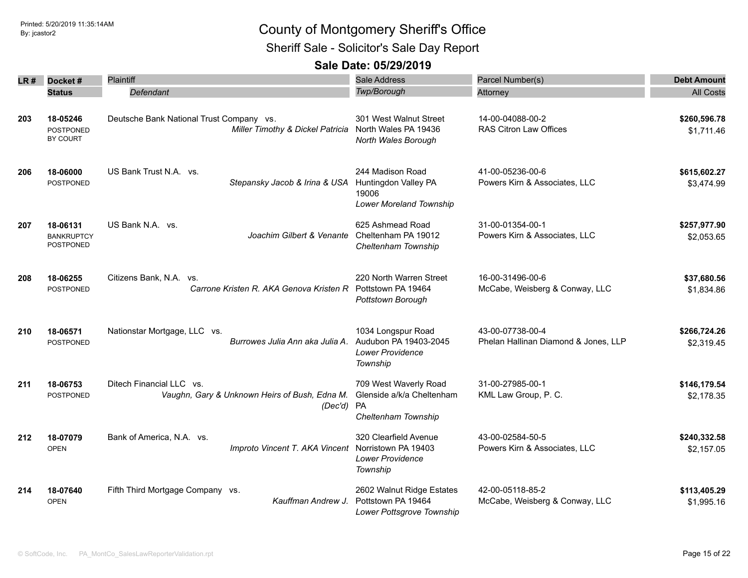# County of Montgomery Sheriff's Office

## Sheriff Sale - Solicitor's Sale Day Report

### Sale Date: 05/29/2019

| LR # | Docket # / Status | Plaintiff / Defendant | Sale Address / Twp/Borough | Parcel Number(s) / Attorney | Debt Amount / All Costs |
|---|---|---|---|---|---|
| 203 | **18-05246** POSTPONED BY COURT | Deutsche Bank National Trust Company vs. *Miller Timothy & Dickel Patricia* | 301 West Walnut Street North Wales PA 19436 *North Wales Borough* | 14-00-04088-00-2 RAS Citron Law Offices | **$260,596.78** $1,711.46 |
| 206 | **18-06000** POSTPONED | US Bank Trust N.A. vs. *Stepansky Jacob & Irina & USA* | 244 Madison Road Huntingdon Valley PA 19006 *Lower Moreland Township* | 41-00-05236-00-6 Powers Kirn & Associates, LLC | **$615,602.27** $3,474.99 |
| 207 | **18-06131** BANKRUPTCY POSTPONED | US Bank N.A. vs. *Joachim Gilbert & Venante* | 625 Ashmead Road Cheltenham PA 19012 *Cheltenham Township* | 31-00-01354-00-1 Powers Kirn & Associates, LLC | **$257,977.90** $2,053.65 |
| 208 | **18-06255** POSTPONED | Citizens Bank, N.A. vs. *Carrone Kristen R. AKA Genova Kristen R* | 220 North Warren Street Pottstown PA 19464 *Pottstown Borough* | 16-00-31496-00-6 McCabe, Weisberg & Conway, LLC | **$37,680.56** $1,834.86 |
| 210 | **18-06571** POSTPONED | Nationstar Mortgage, LLC vs. *Burrowes Julia Ann aka Julia A.* | 1034 Longspur Road Audubon PA 19403-2045 *Lower Providence Township* | 43-00-07738-00-4 Phelan Hallinan Diamond & Jones, LLP | **$266,724.26** $2,319.45 |
| 211 | **18-06753** POSTPONED | Ditech Financial LLC vs. *Vaughn, Gary & Unknown Heirs of Bush, Edna M. (Dec'd)* | 709 West Waverly Road Glenside a/k/a Cheltenham PA *Cheltenham Township* | 31-00-27985-00-1 KML Law Group, P. C. | **$146,179.54** $2,178.35 |
| 212 | **18-07079** OPEN | Bank of America, N.A. vs. *Improto Vincent T. AKA Vincent* | 320 Clearfield Avenue Norristown PA 19403 *Lower Providence Township* | 43-00-02584-50-5 Powers Kirn & Associates, LLC | **$240,332.58** $2,157.05 |
| 214 | **18-07640** OPEN | Fifth Third Mortgage Company vs. *Kauffman Andrew J.* | 2602 Walnut Ridge Estates Pottstown PA 19464 *Lower Pottsgrove Township* | 42-00-05118-85-2 McCabe, Weisberg & Conway, LLC | **$113,405.29** $1,995.16 |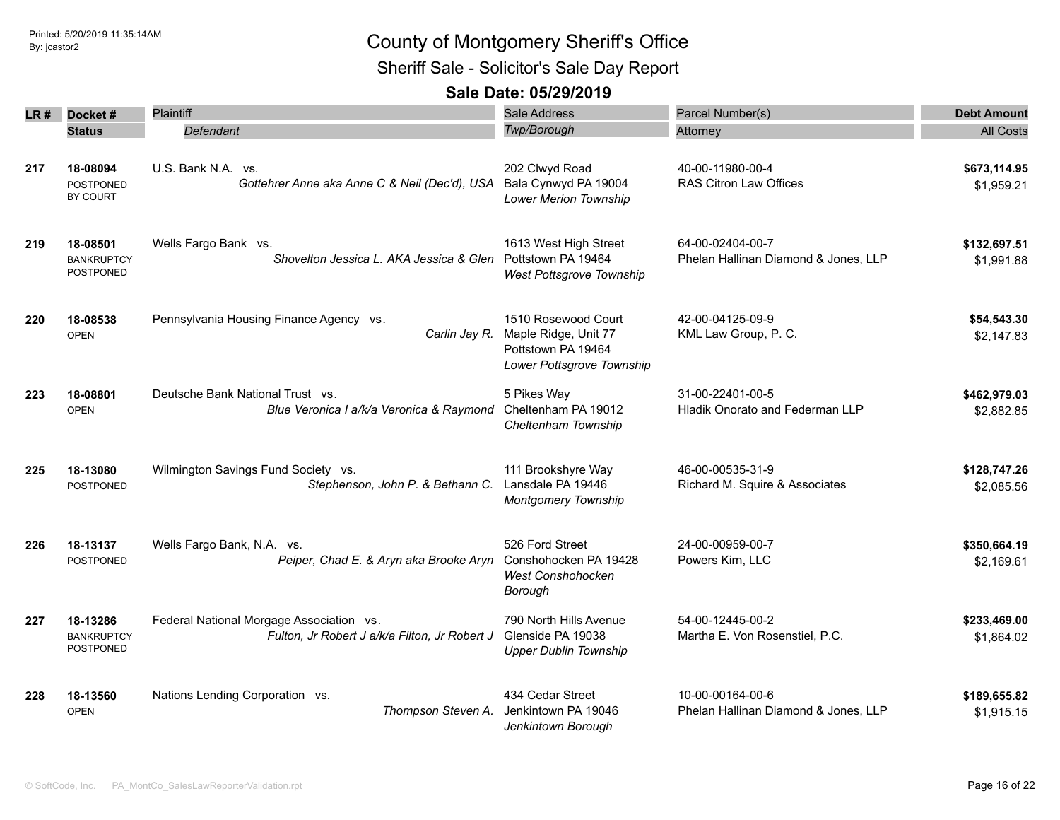# County of Montgomery Sheriff's Office

## Sheriff Sale - Solicitor's Sale Day Report

### Sale Date: 05/29/2019

| LR # | Docket # / Status | Plaintiff / Defendant | Sale Address / Twp/Borough | Parcel Number(s) / Attorney | Debt Amount / All Costs |
|---|---|---|---|---|---|
| 217 | **18-08094** POSTPONED BY COURT | U.S. Bank N.A. vs. *Gottehrer Anne aka Anne C & Neil (Dec'd), USA* | 202 Clwyd Road Bala Cynwyd PA 19004 *Lower Merion Township* | 40-00-11980-00-4 RAS Citron Law Offices | **$673,114.95** $1,959.21 |
| 219 | **18-08501** BANKRUPTCY POSTPONED | Wells Fargo Bank vs. *Shovelton Jessica L. AKA Jessica & Glen* | 1613 West High Street Pottstown PA 19464 *West Pottsgrove Township* | 64-00-02404-00-7 Phelan Hallinan Diamond & Jones, LLP | **$132,697.51** $1,991.88 |
| 220 | **18-08538** OPEN | Pennsylvania Housing Finance Agency vs. *Carlin Jay R.* | 1510 Rosewood Court Maple Ridge, Unit 77 Pottstown PA 19464 *Lower Pottsgrove Township* | 42-00-04125-09-9 KML Law Group, P. C. | **$54,543.30** $2,147.83 |
| 223 | **18-08801** OPEN | Deutsche Bank National Trust vs. *Blue Veronica I a/k/a Veronica & Raymond* | 5 Pikes Way Cheltenham PA 19012 *Cheltenham Township* | 31-00-22401-00-5 Hladik Onorato and Federman LLP | **$462,979.03** $2,882.85 |
| 225 | **18-13080** POSTPONED | Wilmington Savings Fund Society vs. *Stephenson, John P. & Bethann C.* | 111 Brookshyre Way Lansdale PA 19446 *Montgomery Township* | 46-00-00535-31-9 Richard M. Squire & Associates | **$128,747.26** $2,085.56 |
| 226 | **18-13137** POSTPONED | Wells Fargo Bank, N.A. vs. *Peiper, Chad E. & Aryn aka Brooke Aryn* | 526 Ford Street Conshohocken PA 19428 *West Conshohocken Borough* | 24-00-00959-00-7 Powers Kirn, LLC | **$350,664.19** $2,169.61 |
| 227 | **18-13286** BANKRUPTCY POSTPONED | Federal National Morgage Association vs. *Fulton, Jr Robert J a/k/a Filton, Jr Robert J* | 790 North Hills Avenue Glenside PA 19038 *Upper Dublin Township* | 54-00-12445-00-2 Martha E. Von Rosenstiel, P.C. | **$233,469.00** $1,864.02 |
| 228 | **18-13560** OPEN | Nations Lending Corporation vs. *Thompson Steven A.* | 434 Cedar Street Jenkintown PA 19046 *Jenkintown Borough* | 10-00-00164-00-6 Phelan Hallinan Diamond & Jones, LLP | **$189,655.82** $1,915.15 |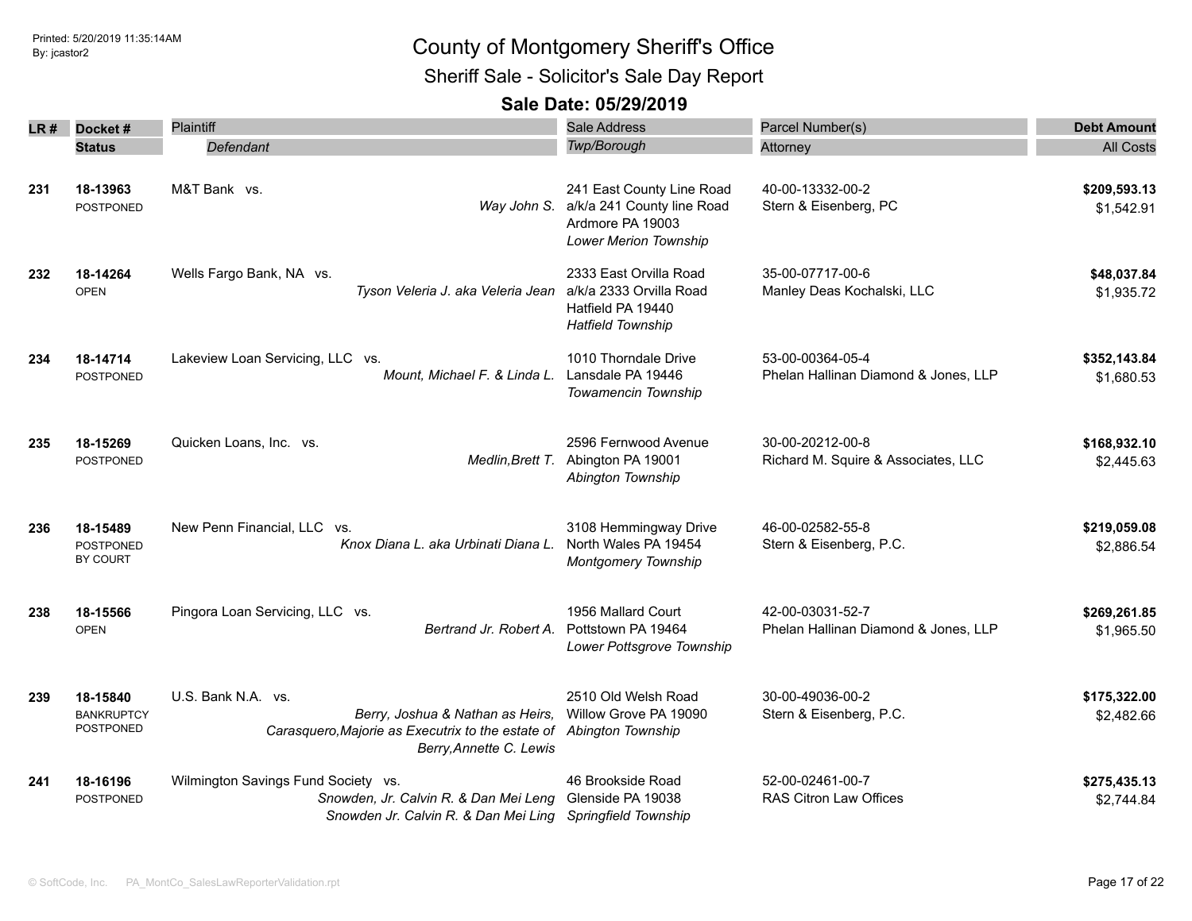# County of Montgomery Sheriff's Office

## Sheriff Sale - Solicitor's Sale Day Report

### Sale Date: 05/29/2019

| LR # | Docket # / Status | Plaintiff / Defendant | Sale Address / Twp/Borough | Parcel Number(s) / Attorney | Debt Amount / All Costs |
|---|---|---|---|---|---|
| 231 | **18-13963** POSTPONED | M&T Bank vs. *Way John S.* | 241 East County Line Road a/k/a 241 County line Road Ardmore PA 19003 *Lower Merion Township* | 40-00-13332-00-2 Stern & Eisenberg, PC | **$209,593.13** $1,542.91 |
| 232 | **18-14264** OPEN | Wells Fargo Bank, NA vs. *Tyson Veleria J. aka Veleria Jean* | 2333 East Orvilla Road a/k/a 2333 Orvilla Road Hatfield PA 19440 *Hatfield Township* | 35-00-07717-00-6 Manley Deas Kochalski, LLC | **$48,037.84** $1,935.72 |
| 234 | **18-14714** POSTPONED | Lakeview Loan Servicing, LLC vs. *Mount, Michael F. & Linda L.* | 1010 Thorndale Drive Lansdale PA 19446 *Towamencin Township* | 53-00-00364-05-4 Phelan Hallinan Diamond & Jones, LLP | **$352,143.84** $1,680.53 |
| 235 | **18-15269** POSTPONED | Quicken Loans, Inc. vs. *Medlin,Brett T.* | 2596 Fernwood Avenue Abington PA 19001 *Abington Township* | 30-00-20212-00-8 Richard M. Squire & Associates, LLC | **$168,932.10** $2,445.63 |
| 236 | **18-15489** POSTPONED BY COURT | New Penn Financial, LLC vs. *Knox Diana L. aka Urbinati Diana L.* | 3108 Hemmingway Drive North Wales PA 19454 *Montgomery Township* | 46-00-02582-55-8 Stern & Eisenberg, P.C. | **$219,059.08** $2,886.54 |
| 238 | **18-15566** OPEN | Pingora Loan Servicing, LLC vs. *Bertrand Jr. Robert A.* | 1956 Mallard Court Pottstown PA 19464 *Lower Pottsgrove Township* | 42-00-03031-52-7 Phelan Hallinan Diamond & Jones, LLP | **$269,261.85** $1,965.50 |
| 239 | **18-15840** BANKRUPTCY POSTPONED | U.S. Bank N.A. vs. *Berry, Joshua & Nathan as Heirs, Carasquero,Majorie as Executrix to the estate of Berry,Annette C. Lewis* | 2510 Old Welsh Road Willow Grove PA 19090 *Abington Township* | 30-00-49036-00-2 Stern & Eisenberg, P.C. | **$175,322.00** $2,482.66 |
| 241 | **18-16196** POSTPONED | Wilmington Savings Fund Society vs. *Snowden, Jr. Calvin R. & Dan Mei Leng Snowden Jr. Calvin R. & Dan Mei Ling* | 46 Brookside Road Glenside PA 19038 *Springfield Township* | 52-00-02461-00-7 RAS Citron Law Offices | **$275,435.13** $2,744.84 |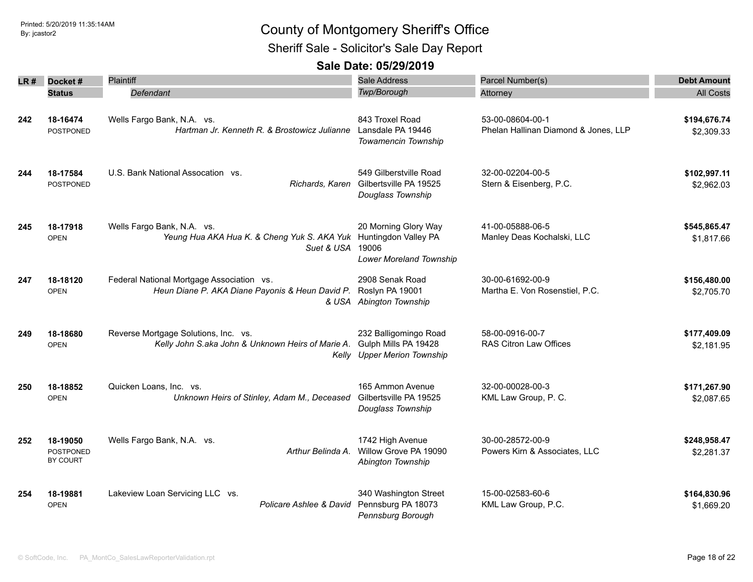Printed: 5/20/2019 11:35:14AM
By: jcastor2

# County of Montgomery Sheriff's Office

## Sheriff Sale - Solicitor's Sale Day Report

### Sale Date: 05/29/2019

| LR # | Docket # / Status | Plaintiff / *Defendant* | Sale Address / *Twp/Borough* | Parcel Number(s) / Attorney | Debt Amount / All Costs |
|---|---|---|---|---|---|
| 242 | 18-16474<br>POSTPONED | Wells Fargo Bank, N.A. vs.<br>*Hartman Jr. Kenneth R. & Brostowicz Julianne* | 843 Troxel Road<br>Lansdale PA 19446<br>*Towamencin Township* | 53-00-08604-00-1<br>Phelan Hallinan Diamond & Jones, LLP | **$194,676.74**<br>$2,309.33 |
| 244 | 18-17584<br>POSTPONED | U.S. Bank National Assocation vs.<br>*Richards, Karen* | 549 Gilberstville Road<br>Gilbertsville PA 19525<br>*Douglass Township* | 32-00-02204-00-5<br>Stern & Eisenberg, P.C. | **$102,997.11**<br>$2,962.03 |
| 245 | 18-17918<br>OPEN | Wells Fargo Bank, N.A. vs.<br>*Yeung Hua AKA Hua K. & Cheng Yuk S. AKA Yuk Suet & USA* | 20 Morning Glory Way<br>Huntingdon Valley PA 19006<br>*Lower Moreland Township* | 41-00-05888-06-5<br>Manley Deas Kochalski, LLC | **$545,865.47**<br>$1,817.66 |
| 247 | 18-18120<br>OPEN | Federal National Mortgage Association vs.<br>*Heun Diane P. AKA Diane Payonis & Heun David P. & USA* | 2908 Senak Road<br>Roslyn PA 19001<br>*Abington Township* | 30-00-61692-00-9<br>Martha E. Von Rosenstiel, P.C. | **$156,480.00**<br>$2,705.70 |
| 249 | 18-18680<br>OPEN | Reverse Mortgage Solutions, Inc. vs.<br>*Kelly John S.aka John & Unknown Heirs of Marie A. Kelly* | 232 Balligomingo Road<br>Gulph Mills PA 19428<br>*Upper Merion Township* | 58-00-0916-00-7<br>RAS Citron Law Offices | **$177,409.09**<br>$2,181.95 |
| 250 | 18-18852<br>OPEN | Quicken Loans, Inc. vs.<br>*Unknown Heirs of Stinley, Adam M., Deceased* | 165 Ammon Avenue<br>Gilbertsville PA 19525<br>*Douglass Township* | 32-00-00028-00-3<br>KML Law Group, P. C. | **$171,267.90**<br>$2,087.65 |
| 252 | 18-19050<br>POSTPONED BY COURT | Wells Fargo Bank, N.A. vs.<br>*Arthur Belinda A.* | 1742 High Avenue<br>Willow Grove PA 19090<br>*Abington Township* | 30-00-28572-00-9<br>Powers Kirn & Associates, LLC | **$248,958.47**<br>$2,281.37 |
| 254 | 18-19881<br>OPEN | Lakeview Loan Servicing LLC vs.<br>*Policare Ashlee & David* | 340 Washington Street<br>Pennsburg PA 18073<br>*Pennsburg Borough* | 15-00-02583-60-6<br>KML Law Group, P.C. | **$164,830.96**<br>$1,669.20 |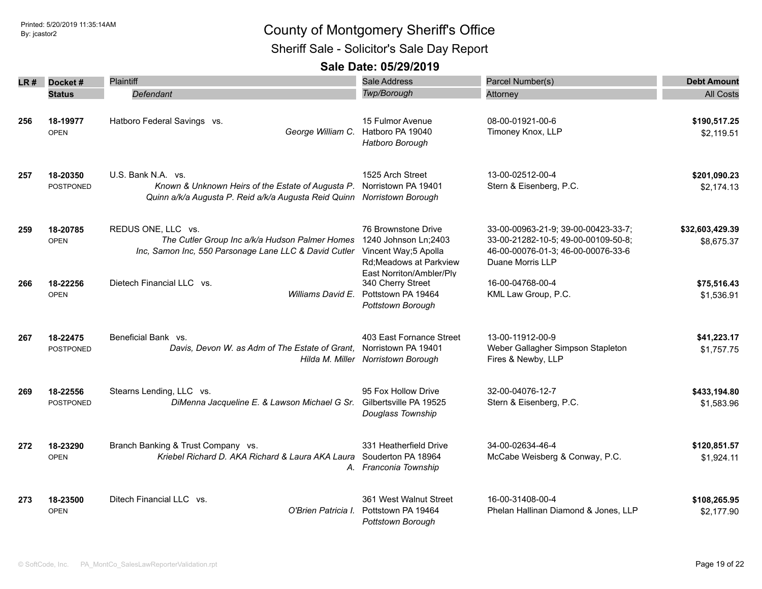# County of Montgomery Sheriff's Office

## Sheriff Sale - Solicitor's Sale Day Report

### Sale Date: 05/29/2019

| LR # | Docket # / Status | Plaintiff / Defendant | Sale Address / Twp/Borough | Parcel Number(s) / Attorney | Debt Amount / All Costs |
|---|---|---|---|---|---|
| 256 | **18-19977** OPEN | Hatboro Federal Savings vs. *George William C.* | 15 Fulmor Avenue Hatboro PA 19040 *Hatboro Borough* | 08-00-01921-00-6 Timoney Knox, LLP | **$190,517.25** $2,119.51 |
| 257 | **18-20350** POSTPONED | U.S. Bank N.A. vs. *Known & Unknown Heirs of the Estate of Augusta P. Quinn a/k/a Augusta P. Reid a/k/a Augusta Reid Quinn* | 1525 Arch Street Norristown PA 19401 *Norristown Borough* | 13-00-02512-00-4 Stern & Eisenberg, P.C. | **$201,090.23** $2,174.13 |
| 259 | **18-20785** OPEN | REDUS ONE, LLC vs. *The Cutler Group Inc a/k/a Hudson Palmer Homes Inc, Samon Inc, 550 Parsonage Lane LLC & David Cutler* | 76 Brownstone Drive 1240 Johnson Ln;2403 Vincent Way;5 Apolla Rd;Meadows at Parkview East Norriton/Ambler/Ply | 33-00-00963-21-9; 39-00-00423-33-7; 33-00-21282-10-5; 49-00-00109-50-8; 46-00-00076-01-3; 46-00-00076-33-6 Duane Morris LLP | **$32,603,429.39** $8,675.37 |
| 266 | **18-22256** OPEN | Dietech Financial LLC vs. *Williams David E.* | 340 Cherry Street Pottstown PA 19464 *Pottstown Borough* | 16-00-04768-00-4 KML Law Group, P.C. | **$75,516.43** $1,536.91 |
| 267 | **18-22475** POSTPONED | Beneficial Bank vs. *Davis, Devon W. as Adm of The Estate of Grant, Hilda M. Miller* | 403 East Fornance Street Norristown PA 19401 *Norristown Borough* | 13-00-11912-00-9 Weber Gallagher Simpson Stapleton Fires & Newby, LLP | **$41,223.17** $1,757.75 |
| 269 | **18-22556** POSTPONED | Stearns Lending, LLC vs. *DiMenna Jacqueline E. & Lawson Michael G Sr.* | 95 Fox Hollow Drive Gilbertsville PA 19525 *Douglass Township* | 32-00-04076-12-7 Stern & Eisenberg, P.C. | **$433,194.80** $1,583.96 |
| 272 | **18-23290** OPEN | Branch Banking & Trust Company vs. *Kriebel Richard D. AKA Richard & Laura AKA Laura A.* | 331 Heatherfield Drive Souderton PA 18964 *Franconia Township* | 34-00-02634-46-4 McCabe Weisberg & Conway, P.C. | **$120,851.57** $1,924.11 |
| 273 | **18-23500** OPEN | Ditech Financial LLC vs. *O'Brien Patricia I.* | 361 West Walnut Street Pottstown PA 19464 *Pottstown Borough* | 16-00-31408-00-4 Phelan Hallinan Diamond & Jones, LLP | **$108,265.95** $2,177.90 |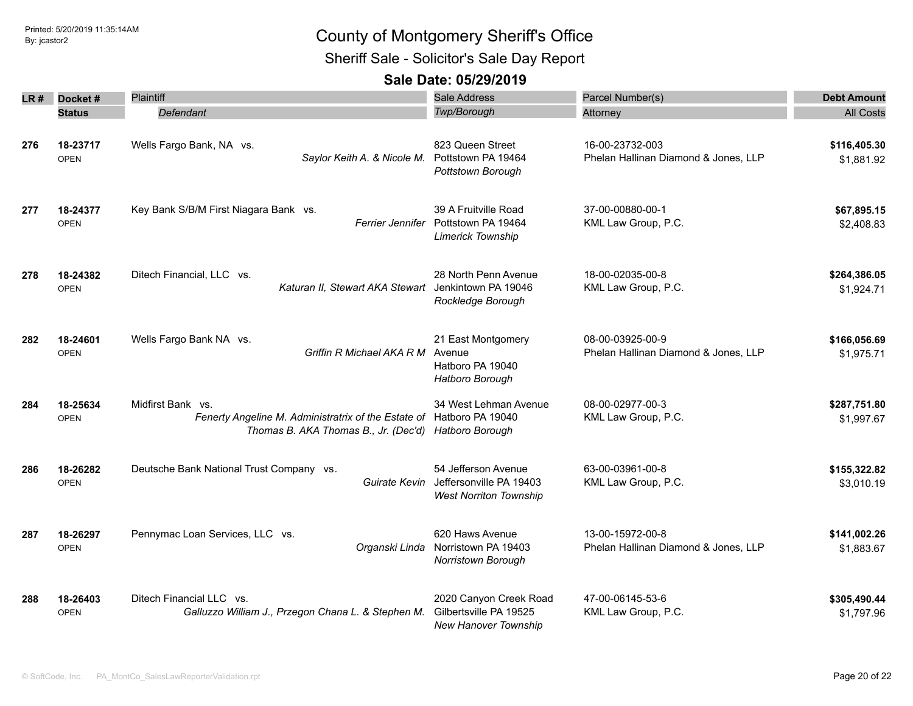# County of Montgomery Sheriff's Office

## Sheriff Sale - Solicitor's Sale Day Report

### Sale Date: 05/29/2019

| LR # | Docket # / Status | Plaintiff / Defendant | Sale Address / Twp/Borough | Parcel Number(s) / Attorney | Debt Amount / All Costs |
|---|---|---|---|---|---|
| 276 | 18-23717<br>OPEN | Wells Fargo Bank, NA vs.<br>*Saylor Keith A. & Nicole M.* | 823 Queen Street<br>Pottstown PA 19464<br>*Pottstown Borough* | 16-00-23732-003<br>Phelan Hallinan Diamond & Jones, LLP | **$116,405.30**<br>$1,881.92 |
| 277 | 18-24377<br>OPEN | Key Bank S/B/M First Niagara Bank vs.<br>*Ferrier Jennifer* | 39 A Fruitville Road<br>Pottstown PA 19464<br>*Limerick Township* | 37-00-00880-00-1<br>KML Law Group, P.C. | **$67,895.15**<br>$2,408.83 |
| 278 | 18-24382<br>OPEN | Ditech Financial, LLC vs.<br>*Katuran II, Stewart AKA Stewart* | 28 North Penn Avenue<br>Jenkintown PA 19046<br>*Rockledge Borough* | 18-00-02035-00-8<br>KML Law Group, P.C. | **$264,386.05**<br>$1,924.71 |
| 282 | 18-24601<br>OPEN | Wells Fargo Bank NA vs.<br>*Griffin R Michael AKA R M* | 21 East Montgomery Avenue<br>Hatboro PA 19040<br>*Hatboro Borough* | 08-00-03925-00-9<br>Phelan Hallinan Diamond & Jones, LLP | **$166,056.69**<br>$1,975.71 |
| 284 | 18-25634<br>OPEN | Midfirst Bank vs.<br>*Fenerty Angeline M. Administratrix of the Estate of Thomas B. AKA Thomas B., Jr. (Dec'd)* | 34 West Lehman Avenue<br>Hatboro PA 19040<br>*Hatboro Borough* | 08-00-02977-00-3<br>KML Law Group, P.C. | **$287,751.80**<br>$1,997.67 |
| 286 | 18-26282<br>OPEN | Deutsche Bank National Trust Company vs.<br>*Guirate Kevin* | 54 Jefferson Avenue<br>Jeffersonville PA 19403<br>*West Norriton Township* | 63-00-03961-00-8<br>KML Law Group, P.C. | **$155,322.82**<br>$3,010.19 |
| 287 | 18-26297<br>OPEN | Pennymac Loan Services, LLC vs.<br>*Organski Linda* | 620 Haws Avenue<br>Norristown PA 19403<br>*Norristown Borough* | 13-00-15972-00-8<br>Phelan Hallinan Diamond & Jones, LLP | **$141,002.26**<br>$1,883.67 |
| 288 | 18-26403<br>OPEN | Ditech Financial LLC vs.<br>*Galluzzo William J., Przegon Chana L. & Stephen M.* | 2020 Canyon Creek Road<br>Gilbertsville PA 19525<br>*New Hanover Township* | 47-00-06145-53-6<br>KML Law Group, P.C. | **$305,490.44**<br>$1,797.96 |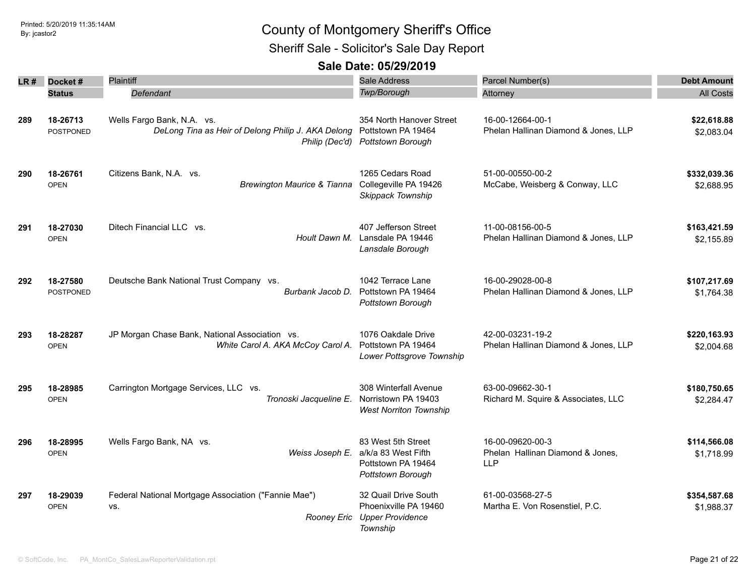# County of Montgomery Sheriff's Office

## Sheriff Sale - Solicitor's Sale Day Report

### Sale Date: 05/29/2019

| LR # | Docket # / Status | Plaintiff / Defendant | Sale Address / Twp/Borough | Parcel Number(s) / Attorney | Debt Amount / All Costs |
|---|---|---|---|---|---|
| 289 | **18-26713** POSTPONED | Wells Fargo Bank, N.A. vs. *DeLong Tina as Heir of Delong Philip J. AKA Delong Philip (Dec'd)* | 354 North Hanover Street Pottstown PA 19464 *Pottstown Borough* | 16-00-12664-00-1 Phelan Hallinan Diamond & Jones, LLP | **$22,618.88** $2,083.04 |
| 290 | **18-26761** OPEN | Citizens Bank, N.A. vs. *Brewington Maurice & Tianna* | 1265 Cedars Road Collegeville PA 19426 *Skippack Township* | 51-00-00550-00-2 McCabe, Weisberg & Conway, LLC | **$332,039.36** $2,688.95 |
| 291 | **18-27030** OPEN | Ditech Financial LLC vs. *Hoult Dawn M.* | 407 Jefferson Street Lansdale PA 19446 *Lansdale Borough* | 11-00-08156-00-5 Phelan Hallinan Diamond & Jones, LLP | **$163,421.59** $2,155.89 |
| 292 | **18-27580** POSTPONED | Deutsche Bank National Trust Company vs. *Burbank Jacob D.* | 1042 Terrace Lane Pottstown PA 19464 *Pottstown Borough* | 16-00-29028-00-8 Phelan Hallinan Diamond & Jones, LLP | **$107,217.69** $1,764.38 |
| 293 | **18-28287** OPEN | JP Morgan Chase Bank, National Association vs. *White Carol A. AKA McCoy Carol A.* | 1076 Oakdale Drive Pottstown PA 19464 *Lower Pottsgrove Township* | 42-00-03231-19-2 Phelan Hallinan Diamond & Jones, LLP | **$220,163.93** $2,004.68 |
| 295 | **18-28985** OPEN | Carrington Mortgage Services, LLC vs. *Tronoski Jacqueline E.* | 308 Winterfall Avenue Norristown PA 19403 *West Norriton Township* | 63-00-09662-30-1 Richard M. Squire & Associates, LLC | **$180,750.65** $2,284.47 |
| 296 | **18-28995** OPEN | Wells Fargo Bank, NA vs. *Weiss Joseph E.* | 83 West 5th Street a/k/a 83 West Fifth Pottstown PA 19464 *Pottstown Borough* | 16-00-09620-00-3 Phelan Hallinan Diamond & Jones, LLP | **$114,566.08** $1,718.99 |
| 297 | **18-29039** OPEN | Federal National Mortgage Association ("Fannie Mae") vs. *Rooney Eric* | 32 Quail Drive South Phoenixville PA 19460 *Upper Providence Township* | 61-00-03568-27-5 Martha E. Von Rosenstiel, P.C. | **$354,587.68** $1,988.37 |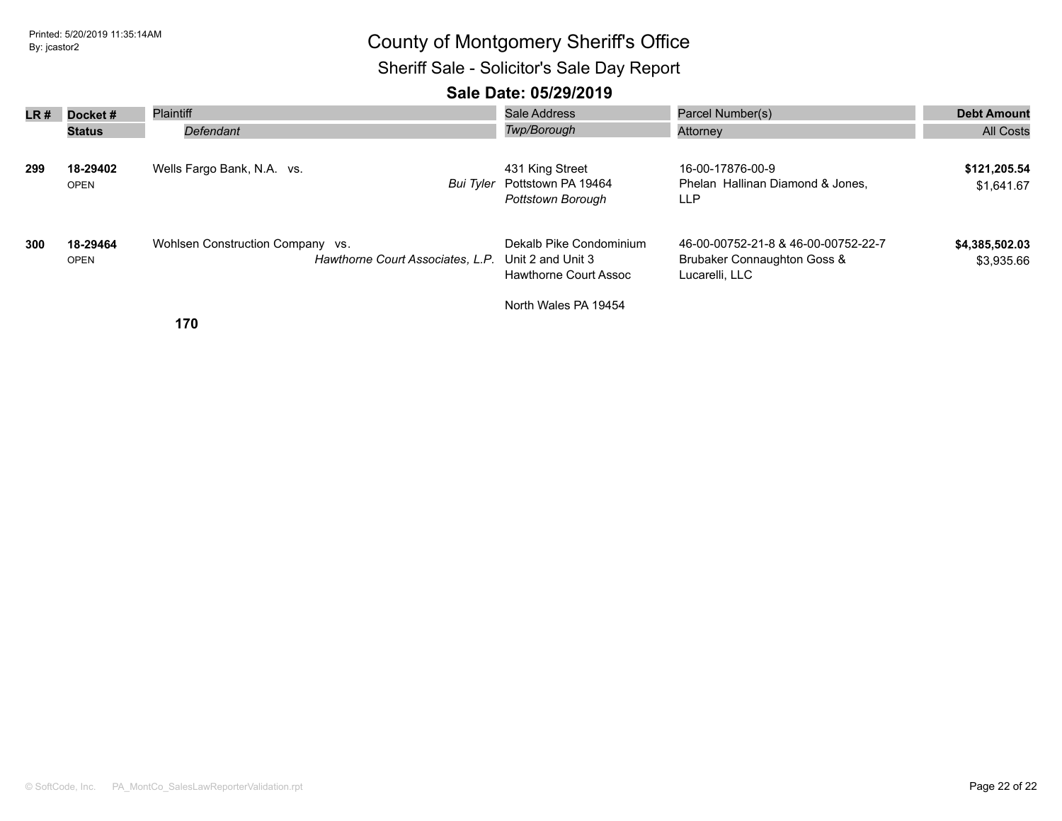# County of Montgomery Sheriff's Office

## Sheriff Sale - Solicitor's Sale Day Report

### Sale Date: 05/29/2019

Printed: 5/20/2019 11:35:14AM
By: jcastor2

| LR # | Docket # / Status | Plaintiff / Defendant | Sale Address / Twp/Borough | Parcel Number(s) / Attorney | Debt Amount / All Costs |
|---|---|---|---|---|---|
| 299 | **18-29402** OPEN | Wells Fargo Bank, N.A. vs. *Bui Tyler* | 431 King Street Pottstown PA 19464 *Pottstown Borough* | 16-00-17876-00-9 Phelan Hallinan Diamond & Jones, LLP | **$121,205.54** $1,641.67 |
| 300 | **18-29464** OPEN | Wohlsen Construction Company vs. *Hawthorne Court Associates, L.P.* | Dekalb Pike Condominium Unit 2 and Unit 3 Hawthorne Court Assoc North Wales PA 19454 | 46-00-00752-21-8 & 46-00-00752-22-7 Brubaker Connaughton Goss & Lucarelli, LLC | **$4,385,502.03** $3,935.66 |

**170**